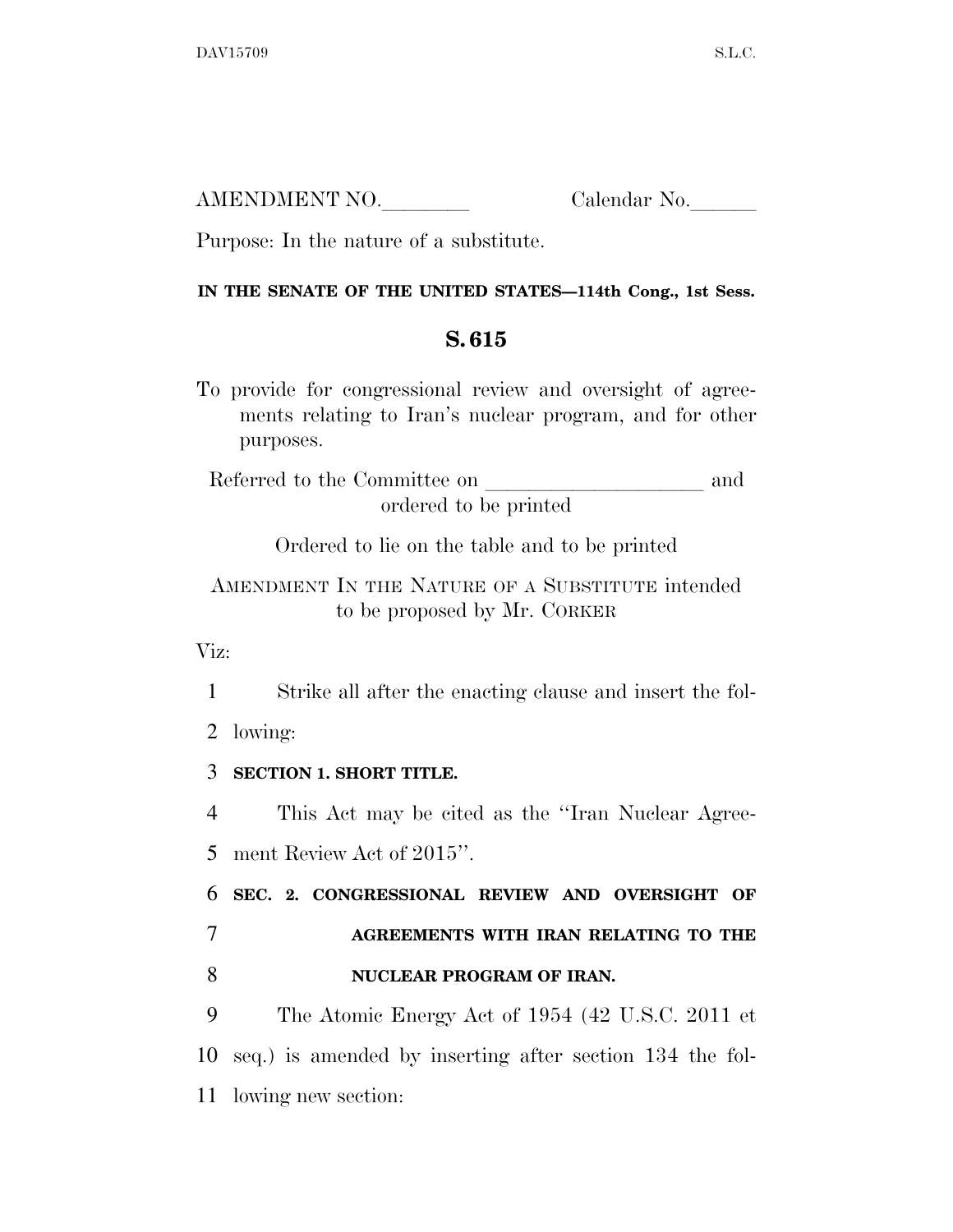AMENDMENT NO.________ Calendar No.______

Purpose: In the nature of a substitute.

**IN THE SENATE OF THE UNITED STATES—114th Cong., 1st Sess.**

# S. 615

To provide for congressional review and oversight of agreements relating to Iran's nuclear program, and for other purposes.

Referred to the Committee on ____________________ and ordered to be printed

Ordered to lie on the table and to be printed

AMENDMENT IN THE NATURE OF A SUBSTITUTE intended to be proposed by Mr. CORKER

Viz:

1 Strike all after the enacting clause and insert the fol-
2 lowing:

3 **SECTION 1. SHORT TITLE.**

4 This Act may be cited as the ''Iran Nuclear Agree-
5 ment Review Act of 2015''.

6 **SEC. 2. CONGRESSIONAL REVIEW AND OVERSIGHT OF**
7 **AGREEMENTS WITH IRAN RELATING TO THE**
8 **NUCLEAR PROGRAM OF IRAN.**

9 The Atomic Energy Act of 1954 (42 U.S.C. 2011 et
10 seq.) is amended by inserting after section 134 the fol-
11 lowing new section: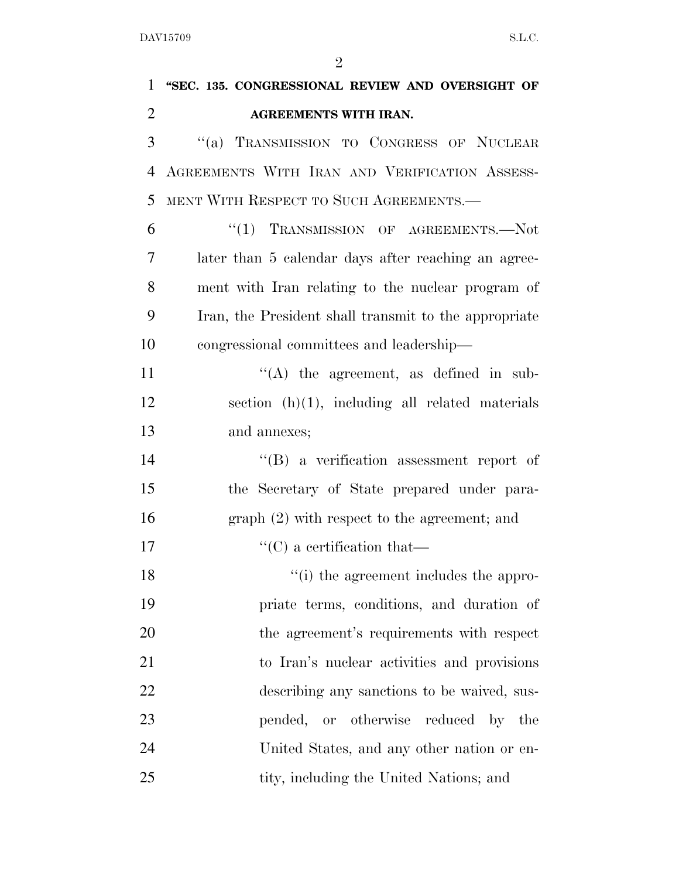**"SEC. 135. CONGRESSIONAL REVIEW AND OVERSIGHT OF AGREEMENTS WITH IRAN.**

"(a) TRANSMISSION TO CONGRESS OF NUCLEAR AGREEMENTS WITH IRAN AND VERIFICATION ASSESSMENT WITH RESPECT TO SUCH AGREEMENTS.—

"(1) TRANSMISSION OF AGREEMENTS.—Not later than 5 calendar days after reaching an agreement with Iran relating to the nuclear program of Iran, the President shall transmit to the appropriate congressional committees and leadership—

"(A) the agreement, as defined in subsection (h)(1), including all related materials and annexes;

"(B) a verification assessment report of the Secretary of State prepared under paragraph (2) with respect to the agreement; and

"(C) a certification that—

"(i) the agreement includes the appropriate terms, conditions, and duration of the agreement's requirements with respect to Iran's nuclear activities and provisions describing any sanctions to be waived, suspended, or otherwise reduced by the United States, and any other nation or entity, including the United Nations; and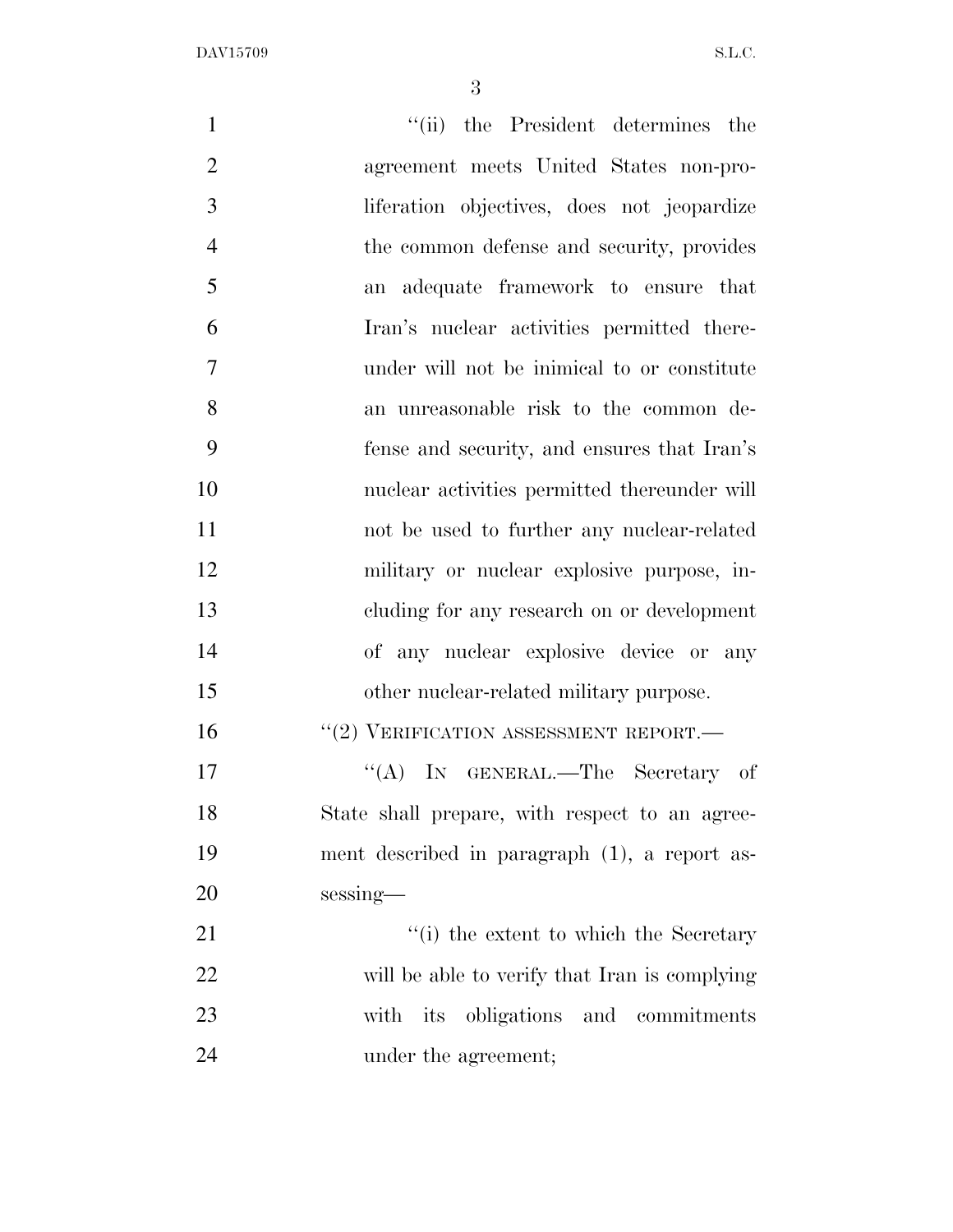"(ii) the President determines the agreement meets United States non-proliferation objectives, does not jeopardize the common defense and security, provides an adequate framework to ensure that Iran's nuclear activities permitted thereunder will not be inimical to or constitute an unreasonable risk to the common defense and security, and ensures that Iran's nuclear activities permitted thereunder will not be used to further any nuclear-related military or nuclear explosive purpose, including for any research on or development of any nuclear explosive device or any other nuclear-related military purpose.

"(2) VERIFICATION ASSESSMENT REPORT.—

"(A) IN GENERAL.—The Secretary of State shall prepare, with respect to an agreement described in paragraph (1), a report assessing—

"(i) the extent to which the Secretary will be able to verify that Iran is complying with its obligations and commitments under the agreement;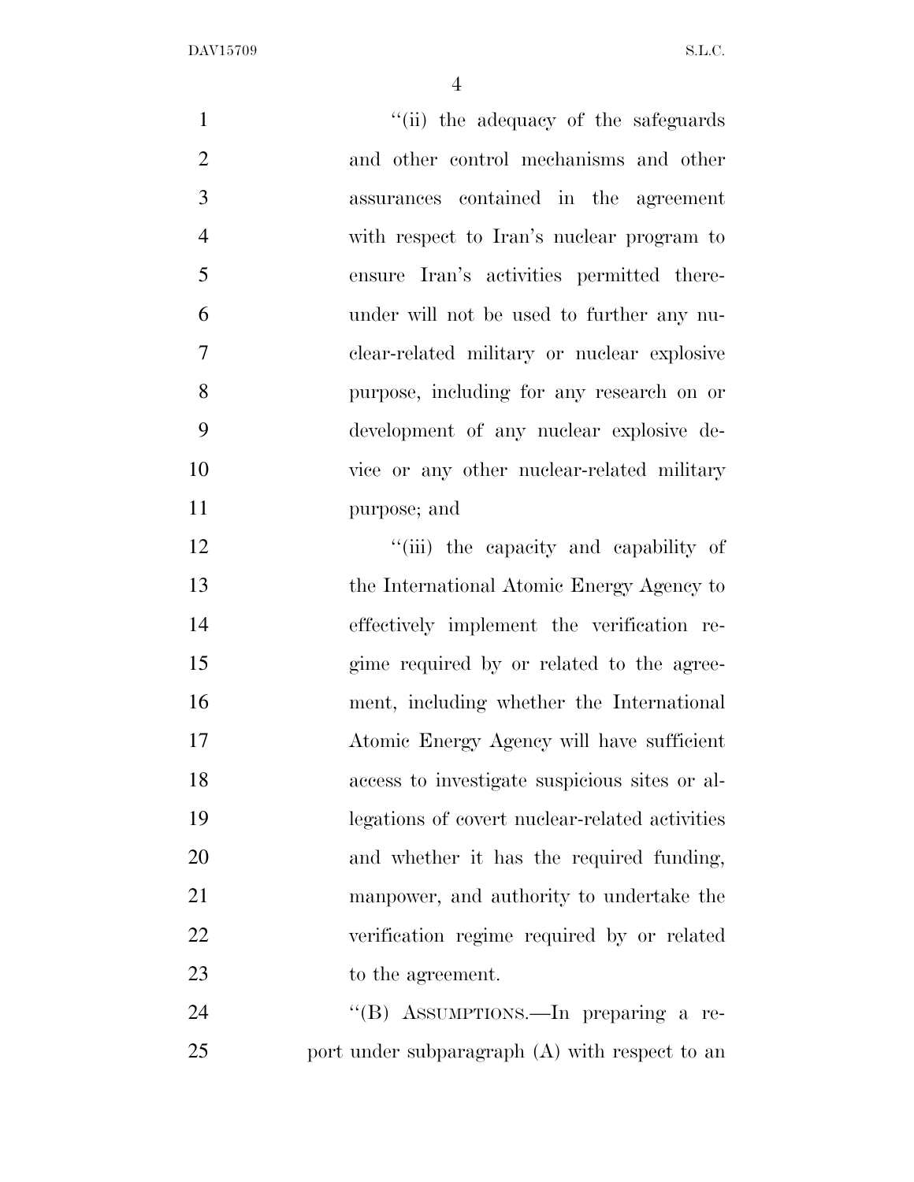''(ii) the adequacy of the safeguards and other control mechanisms and other assurances contained in the agreement with respect to Iran's nuclear program to ensure Iran's activities permitted thereunder will not be used to further any nuclear-related military or nuclear explosive purpose, including for any research on or development of any nuclear explosive device or any other nuclear-related military purpose; and

''(iii) the capacity and capability of the International Atomic Energy Agency to effectively implement the verification regime required by or related to the agreement, including whether the International Atomic Energy Agency will have sufficient access to investigate suspicious sites or allegations of covert nuclear-related activities and whether it has the required funding, manpower, and authority to undertake the verification regime required by or related to the agreement.

''(B) ASSUMPTIONS.—In preparing a report under subparagraph (A) with respect to an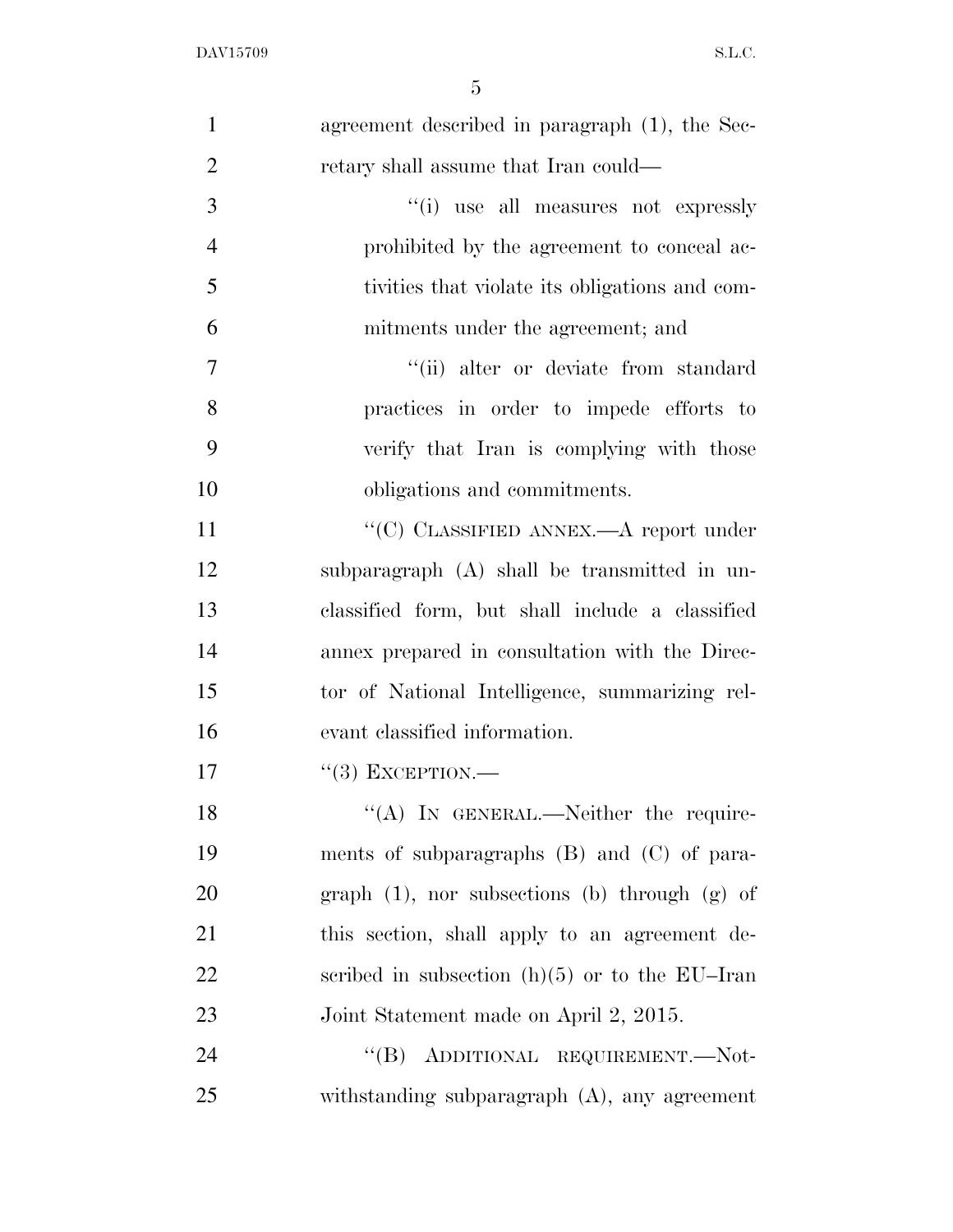agreement described in paragraph (1), the Secretary shall assume that Iran could—

"(i) use all measures not expressly prohibited by the agreement to conceal activities that violate its obligations and commitments under the agreement; and

"(ii) alter or deviate from standard practices in order to impede efforts to verify that Iran is complying with those obligations and commitments.

"(C) CLASSIFIED ANNEX.—A report under subparagraph (A) shall be transmitted in unclassified form, but shall include a classified annex prepared in consultation with the Director of National Intelligence, summarizing relevant classified information.

"(3) EXCEPTION.—

"(A) IN GENERAL.—Neither the requirements of subparagraphs (B) and (C) of paragraph (1), nor subsections (b) through (g) of this section, shall apply to an agreement described in subsection (h)(5) or to the EU–Iran Joint Statement made on April 2, 2015.

"(B) ADDITIONAL REQUIREMENT.—Notwithstanding subparagraph (A), any agreement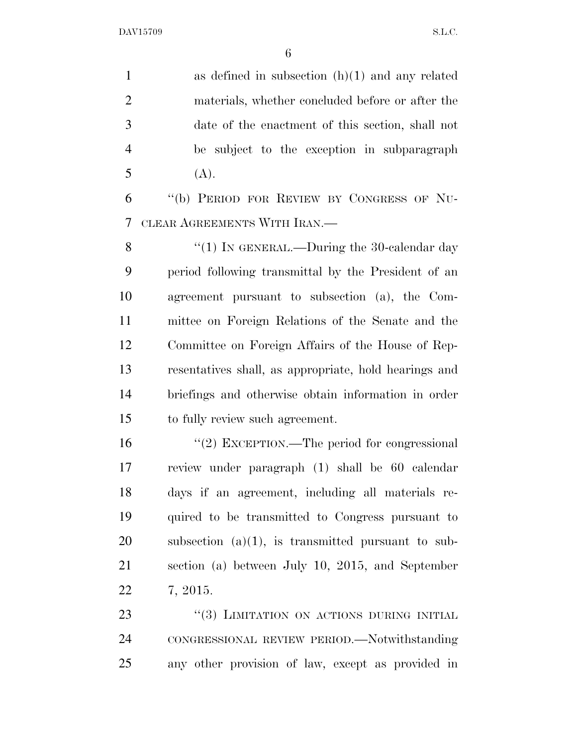as defined in subsection (h)(1) and any related materials, whether concluded before or after the date of the enactment of this section, shall not be subject to the exception in subparagraph (A).

"(b) PERIOD FOR REVIEW BY CONGRESS OF NUCLEAR AGREEMENTS WITH IRAN.—

"(1) IN GENERAL.—During the 30-calendar day period following transmittal by the President of an agreement pursuant to subsection (a), the Committee on Foreign Relations of the Senate and the Committee on Foreign Affairs of the House of Representatives shall, as appropriate, hold hearings and briefings and otherwise obtain information in order to fully review such agreement.

"(2) EXCEPTION.—The period for congressional review under paragraph (1) shall be 60 calendar days if an agreement, including all materials required to be transmitted to Congress pursuant to subsection (a)(1), is transmitted pursuant to subsection (a) between July 10, 2015, and September 7, 2015.

"(3) LIMITATION ON ACTIONS DURING INITIAL CONGRESSIONAL REVIEW PERIOD.—Notwithstanding any other provision of law, except as provided in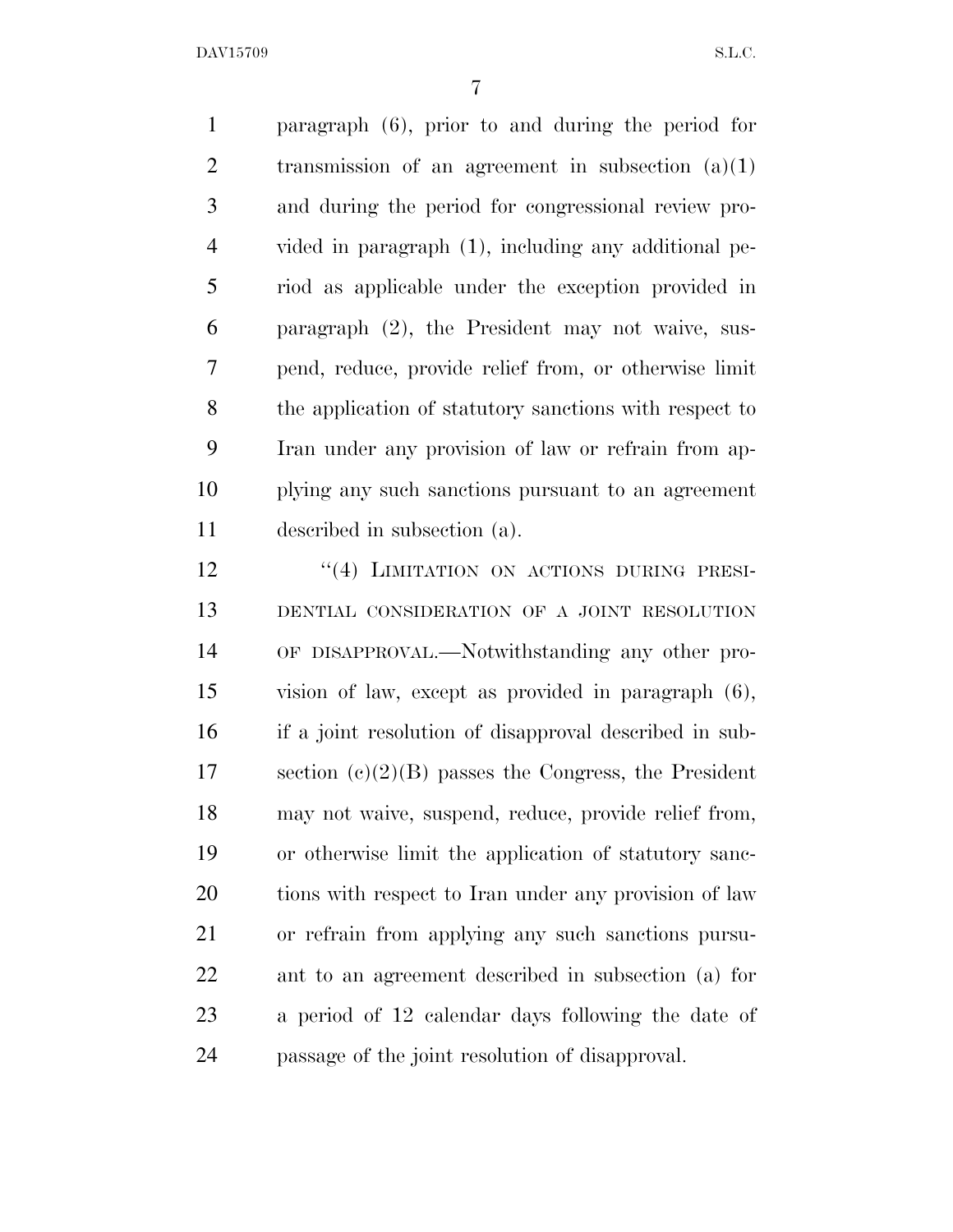paragraph (6), prior to and during the period for transmission of an agreement in subsection (a)(1) and during the period for congressional review provided in paragraph (1), including any additional period as applicable under the exception provided in paragraph (2), the President may not waive, suspend, reduce, provide relief from, or otherwise limit the application of statutory sanctions with respect to Iran under any provision of law or refrain from applying any such sanctions pursuant to an agreement described in subsection (a).

"(4) LIMITATION ON ACTIONS DURING PRESIDENTIAL CONSIDERATION OF A JOINT RESOLUTION OF DISAPPROVAL.—Notwithstanding any other provision of law, except as provided in paragraph (6), if a joint resolution of disapproval described in subsection (c)(2)(B) passes the Congress, the President may not waive, suspend, reduce, provide relief from, or otherwise limit the application of statutory sanctions with respect to Iran under any provision of law or refrain from applying any such sanctions pursuant to an agreement described in subsection (a) for a period of 12 calendar days following the date of passage of the joint resolution of disapproval.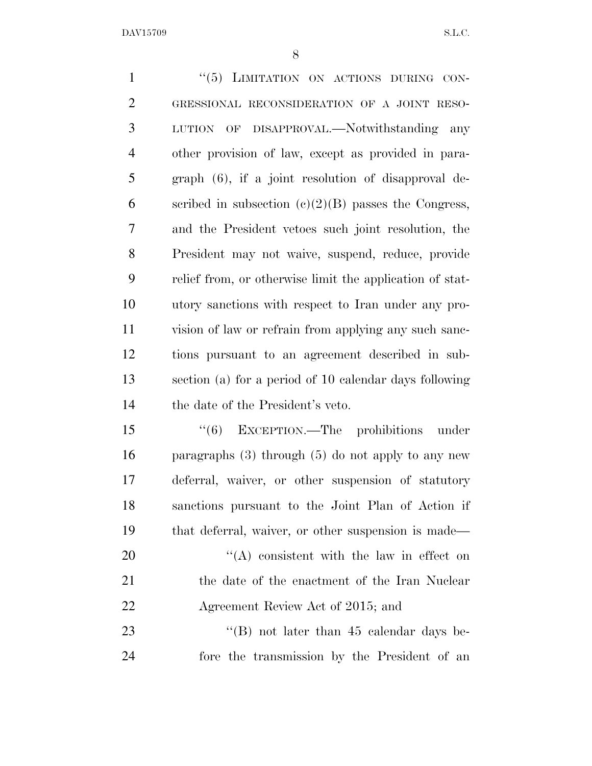"(5) LIMITATION ON ACTIONS DURING CONGRESSIONAL RECONSIDERATION OF A JOINT RESOLUTION OF DISAPPROVAL.—Notwithstanding any other provision of law, except as provided in paragraph (6), if a joint resolution of disapproval described in subsection (c)(2)(B) passes the Congress, and the President vetoes such joint resolution, the President may not waive, suspend, reduce, provide relief from, or otherwise limit the application of statutory sanctions with respect to Iran under any provision of law or refrain from applying any such sanctions pursuant to an agreement described in subsection (a) for a period of 10 calendar days following the date of the President's veto.

"(6) EXCEPTION.—The prohibitions under paragraphs (3) through (5) do not apply to any new deferral, waiver, or other suspension of statutory sanctions pursuant to the Joint Plan of Action if that deferral, waiver, or other suspension is made—

"(A) consistent with the law in effect on the date of the enactment of the Iran Nuclear Agreement Review Act of 2015; and

"(B) not later than 45 calendar days before the transmission by the President of an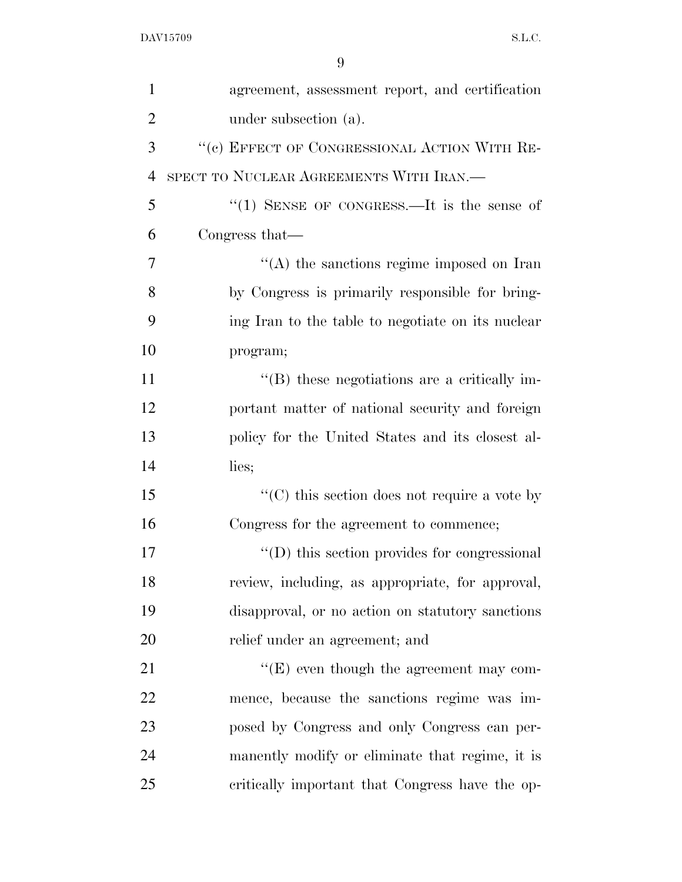agreement, assessment report, and certification under subsection (a).

''(c) EFFECT OF CONGRESSIONAL ACTION WITH RESPECT TO NUCLEAR AGREEMENTS WITH IRAN.—

''(1) SENSE OF CONGRESS.—It is the sense of Congress that—

''(A) the sanctions regime imposed on Iran by Congress is primarily responsible for bringing Iran to the table to negotiate on its nuclear program;

''(B) these negotiations are a critically important matter of national security and foreign policy for the United States and its closest allies;

''(C) this section does not require a vote by Congress for the agreement to commence;

''(D) this section provides for congressional review, including, as appropriate, for approval, disapproval, or no action on statutory sanctions relief under an agreement; and

''(E) even though the agreement may commence, because the sanctions regime was imposed by Congress and only Congress can permanently modify or eliminate that regime, it is critically important that Congress have the op-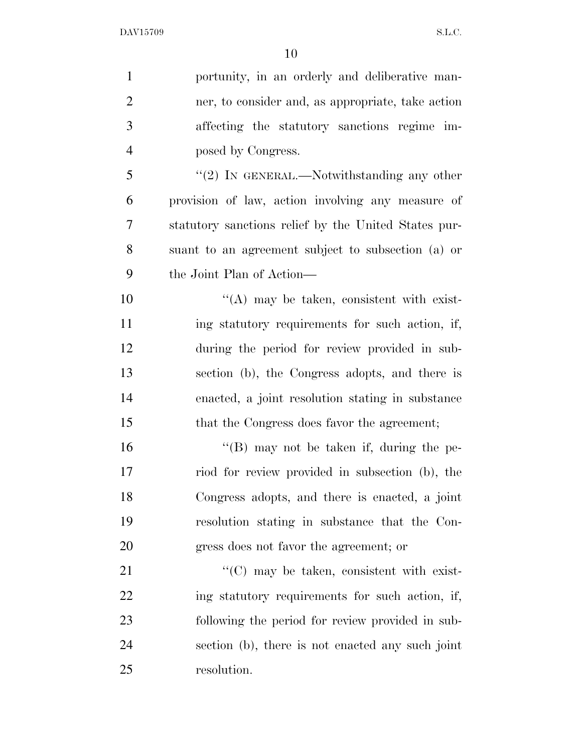portunity, in an orderly and deliberative manner, to consider and, as appropriate, take action affecting the statutory sanctions regime imposed by Congress.

"(2) IN GENERAL.—Notwithstanding any other provision of law, action involving any measure of statutory sanctions relief by the United States pursuant to an agreement subject to subsection (a) or the Joint Plan of Action—

"(A) may be taken, consistent with existing statutory requirements for such action, if, during the period for review provided in subsection (b), the Congress adopts, and there is enacted, a joint resolution stating in substance that the Congress does favor the agreement;

"(B) may not be taken if, during the period for review provided in subsection (b), the Congress adopts, and there is enacted, a joint resolution stating in substance that the Congress does not favor the agreement; or

"(C) may be taken, consistent with existing statutory requirements for such action, if, following the period for review provided in subsection (b), there is not enacted any such joint resolution.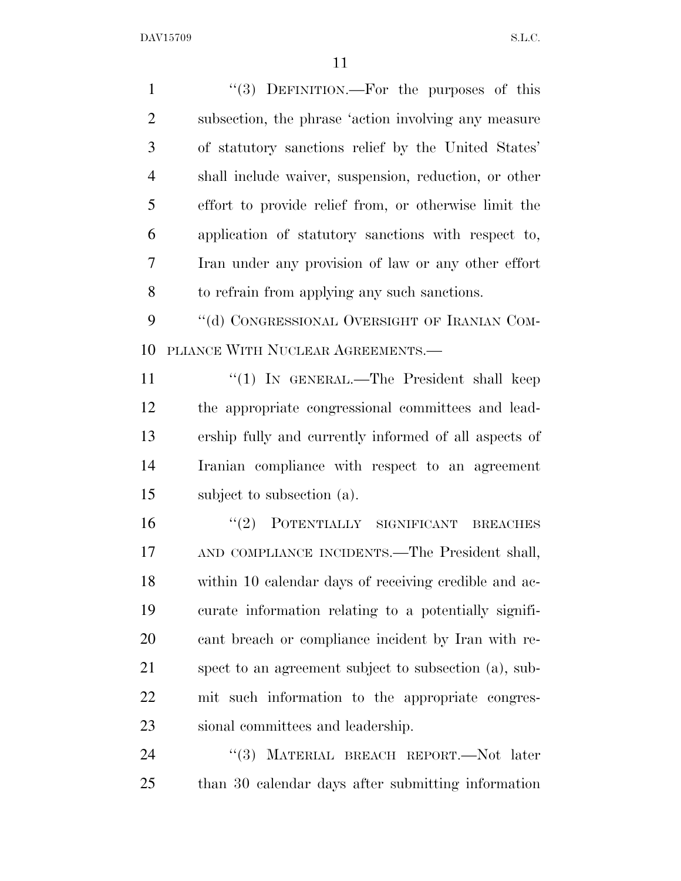''(3) DEFINITION.—For the purposes of this subsection, the phrase 'action involving any measure of statutory sanctions relief by the United States' shall include waiver, suspension, reduction, or other effort to provide relief from, or otherwise limit the application of statutory sanctions with respect to, Iran under any provision of law or any other effort to refrain from applying any such sanctions.

''(d) CONGRESSIONAL OVERSIGHT OF IRANIAN COMPLIANCE WITH NUCLEAR AGREEMENTS.—

''(1) IN GENERAL.—The President shall keep the appropriate congressional committees and leadership fully and currently informed of all aspects of Iranian compliance with respect to an agreement subject to subsection (a).

''(2) POTENTIALLY SIGNIFICANT BREACHES AND COMPLIANCE INCIDENTS.—The President shall, within 10 calendar days of receiving credible and accurate information relating to a potentially significant breach or compliance incident by Iran with respect to an agreement subject to subsection (a), submit such information to the appropriate congressional committees and leadership.

''(3) MATERIAL BREACH REPORT.—Not later than 30 calendar days after submitting information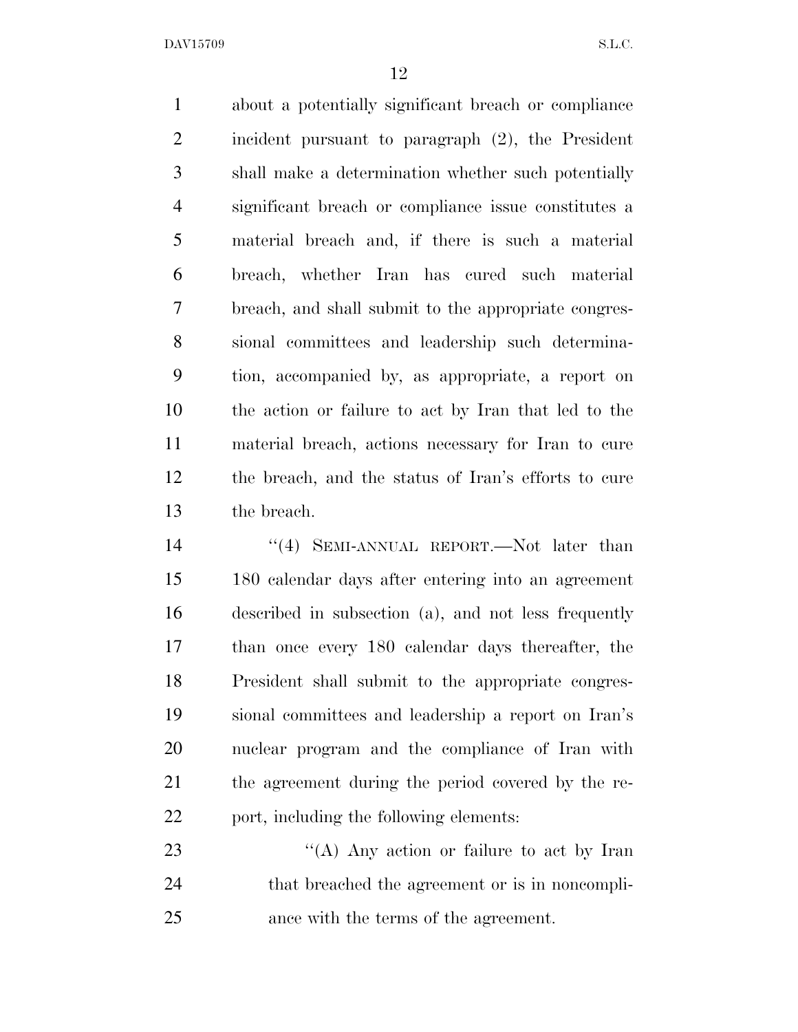about a potentially significant breach or compliance incident pursuant to paragraph (2), the President shall make a determination whether such potentially significant breach or compliance issue constitutes a material breach and, if there is such a material breach, whether Iran has cured such material breach, and shall submit to the appropriate congressional committees and leadership such determination, accompanied by, as appropriate, a report on the action or failure to act by Iran that led to the material breach, actions necessary for Iran to cure the breach, and the status of Iran's efforts to cure the breach.

''(4) SEMI-ANNUAL REPORT.—Not later than 180 calendar days after entering into an agreement described in subsection (a), and not less frequently than once every 180 calendar days thereafter, the President shall submit to the appropriate congressional committees and leadership a report on Iran's nuclear program and the compliance of Iran with the agreement during the period covered by the report, including the following elements:

''(A) Any action or failure to act by Iran that breached the agreement or is in noncompliance with the terms of the agreement.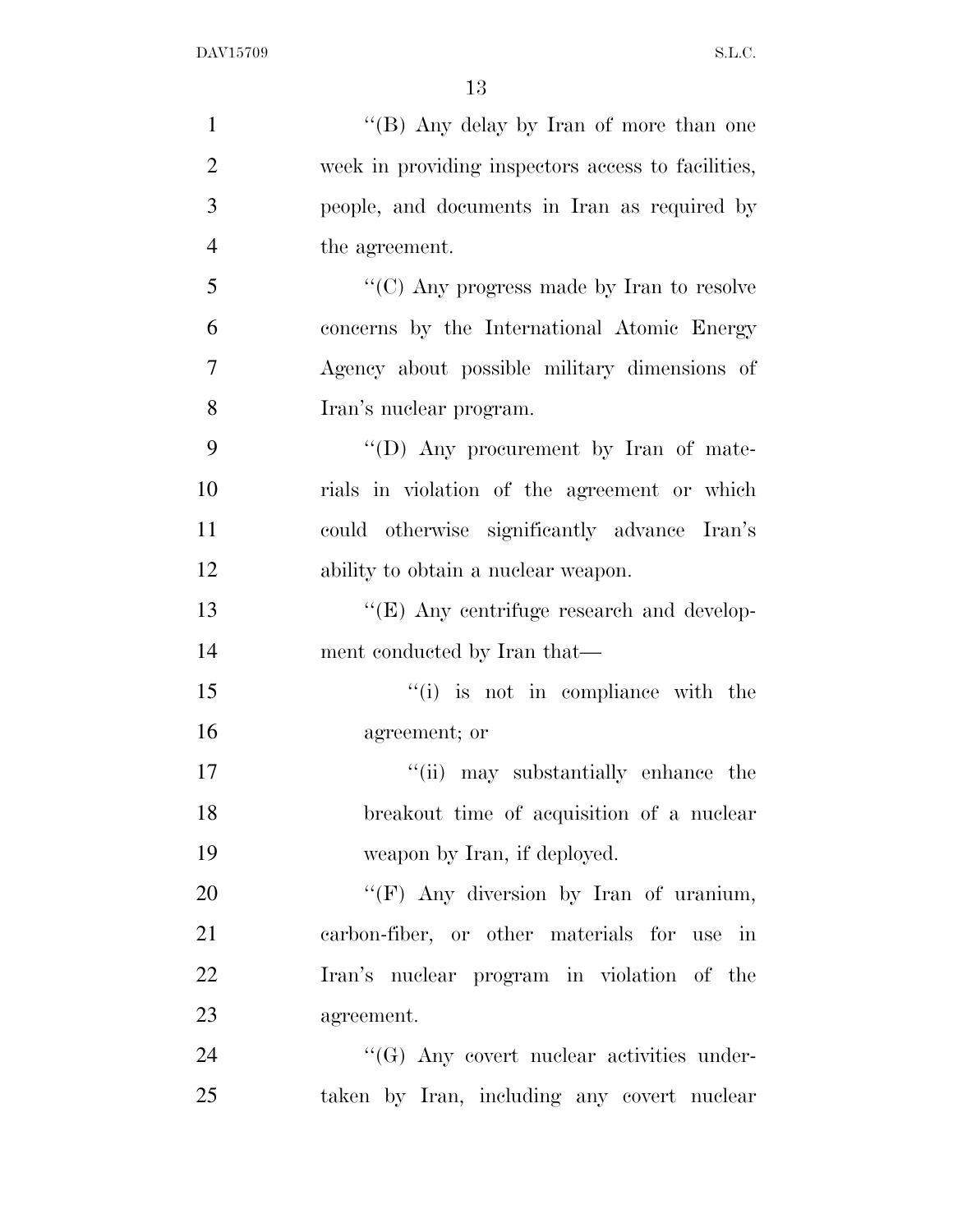''(B) Any delay by Iran of more than one week in providing inspectors access to facilities, people, and documents in Iran as required by the agreement.

''(C) Any progress made by Iran to resolve concerns by the International Atomic Energy Agency about possible military dimensions of Iran's nuclear program.

''(D) Any procurement by Iran of materials in violation of the agreement or which could otherwise significantly advance Iran's ability to obtain a nuclear weapon.

''(E) Any centrifuge research and development conducted by Iran that—

''(i) is not in compliance with the agreement; or

''(ii) may substantially enhance the breakout time of acquisition of a nuclear weapon by Iran, if deployed.

''(F) Any diversion by Iran of uranium, carbon-fiber, or other materials for use in Iran's nuclear program in violation of the agreement.

''(G) Any covert nuclear activities undertaken by Iran, including any covert nuclear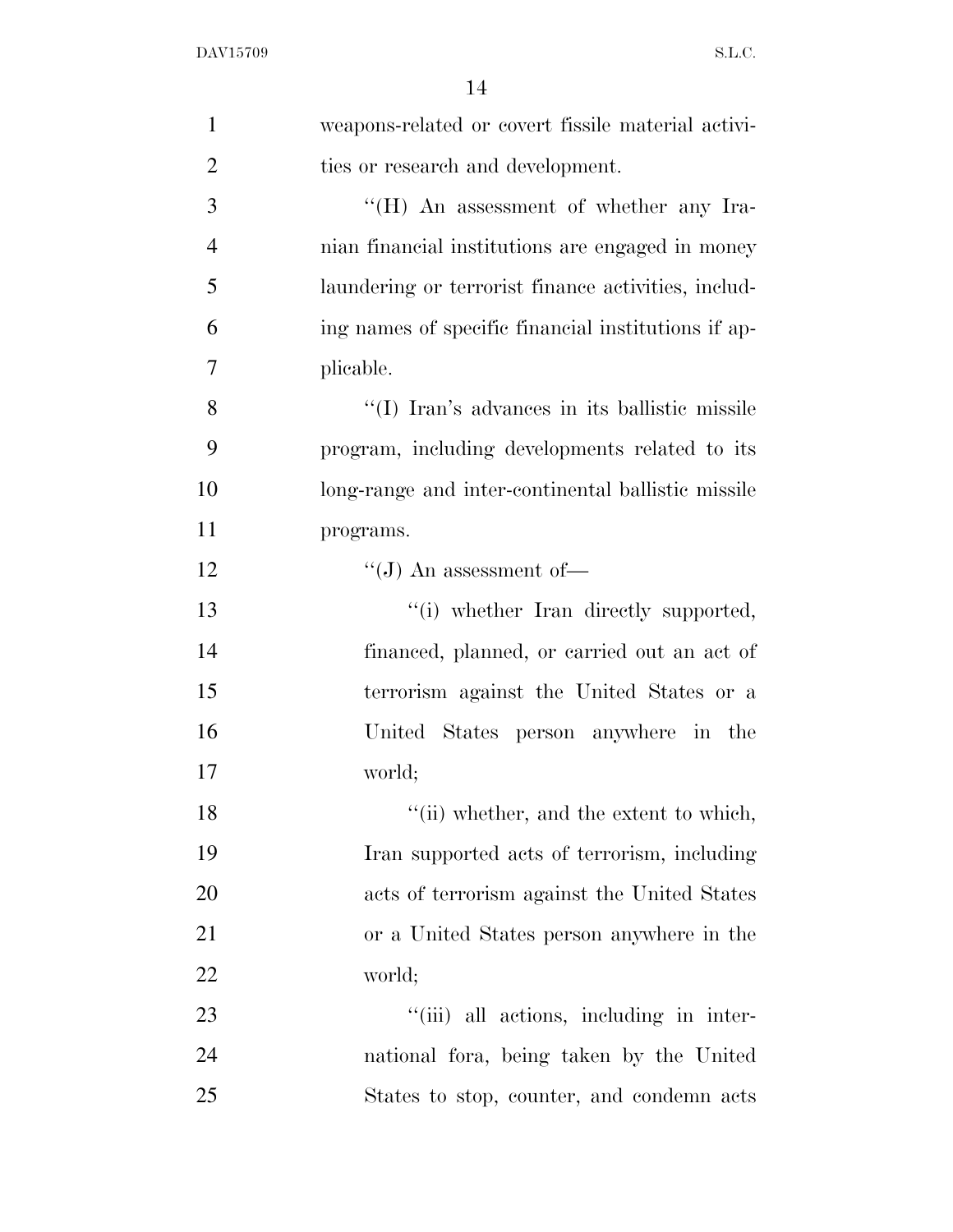weapons-related or covert fissile material activities or research and development.

"(H) An assessment of whether any Iranian financial institutions are engaged in money laundering or terrorist finance activities, including names of specific financial institutions if applicable.

"(I) Iran's advances in its ballistic missile program, including developments related to its long-range and inter-continental ballistic missile programs.

"(J) An assessment of—

"(i) whether Iran directly supported, financed, planned, or carried out an act of terrorism against the United States or a United States person anywhere in the world;

"(ii) whether, and the extent to which, Iran supported acts of terrorism, including acts of terrorism against the United States or a United States person anywhere in the world;

"(iii) all actions, including in international fora, being taken by the United States to stop, counter, and condemn acts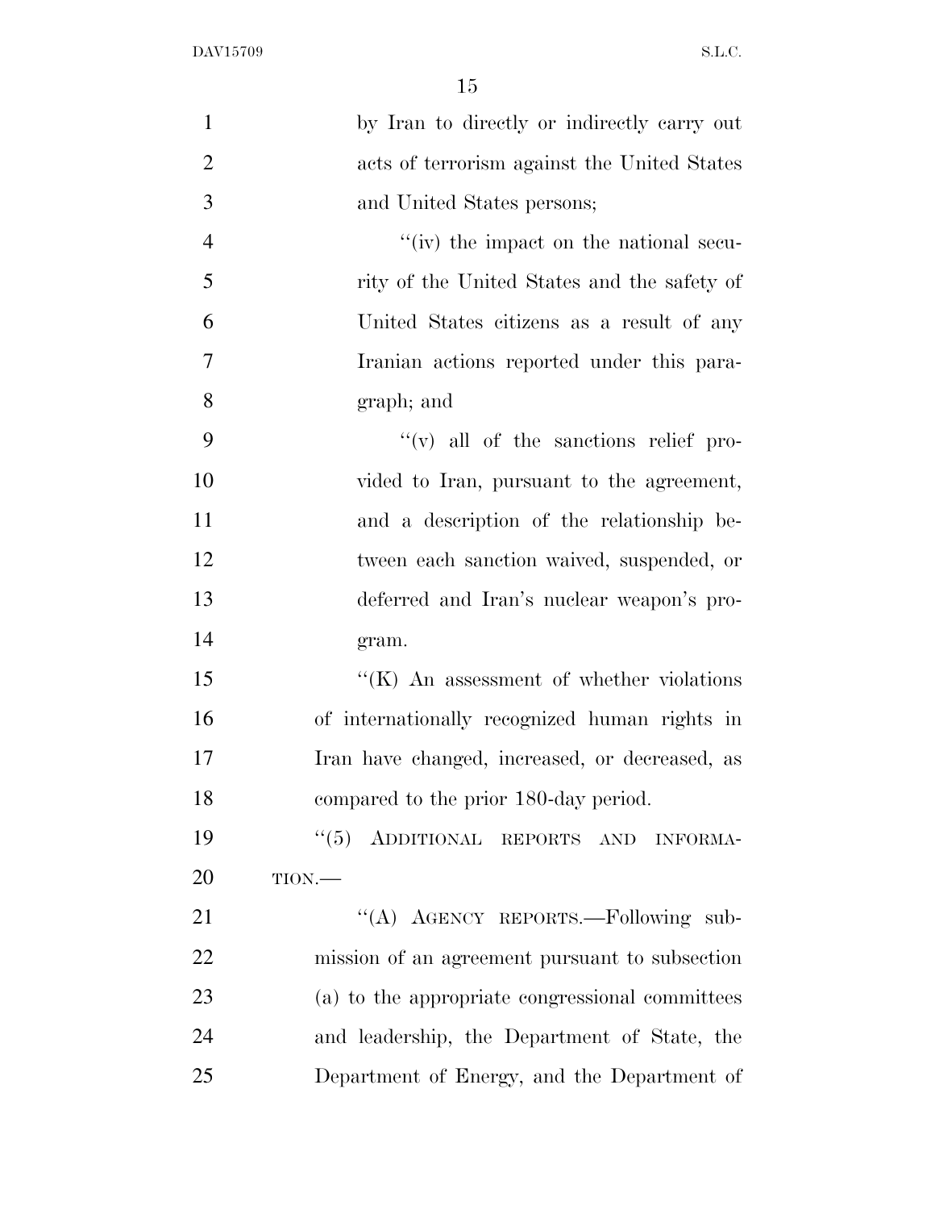by Iran to directly or indirectly carry out acts of terrorism against the United States and United States persons;

''(iv) the impact on the national security of the United States and the safety of United States citizens as a result of any Iranian actions reported under this paragraph; and

''(v) all of the sanctions relief provided to Iran, pursuant to the agreement, and a description of the relationship between each sanction waived, suspended, or deferred and Iran's nuclear weapon's program.

''(K) An assessment of whether violations of internationally recognized human rights in Iran have changed, increased, or decreased, as compared to the prior 180-day period.

''(5) ADDITIONAL REPORTS AND INFORMATION.—

''(A) AGENCY REPORTS.—Following submission of an agreement pursuant to subsection (a) to the appropriate congressional committees and leadership, the Department of State, the Department of Energy, and the Department of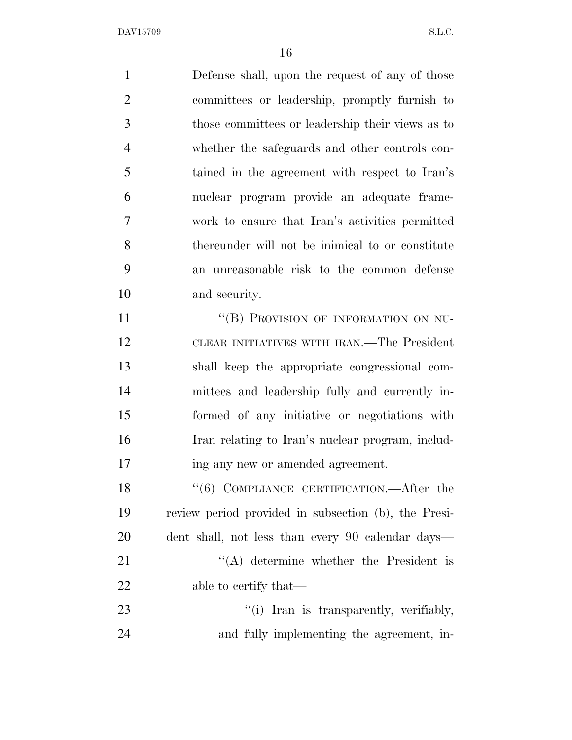Defense shall, upon the request of any of those committees or leadership, promptly furnish to those committees or leadership their views as to whether the safeguards and other controls contained in the agreement with respect to Iran's nuclear program provide an adequate framework to ensure that Iran's activities permitted thereunder will not be inimical to or constitute an unreasonable risk to the common defense and security.

"(B) PROVISION OF INFORMATION ON NUCLEAR INITIATIVES WITH IRAN.—The President shall keep the appropriate congressional committees and leadership fully and currently informed of any initiative or negotiations with Iran relating to Iran's nuclear program, including any new or amended agreement.

"(6) COMPLIANCE CERTIFICATION.—After the review period provided in subsection (b), the President shall, not less than every 90 calendar days—

"(A) determine whether the President is able to certify that—

"(i) Iran is transparently, verifiably, and fully implementing the agreement, in-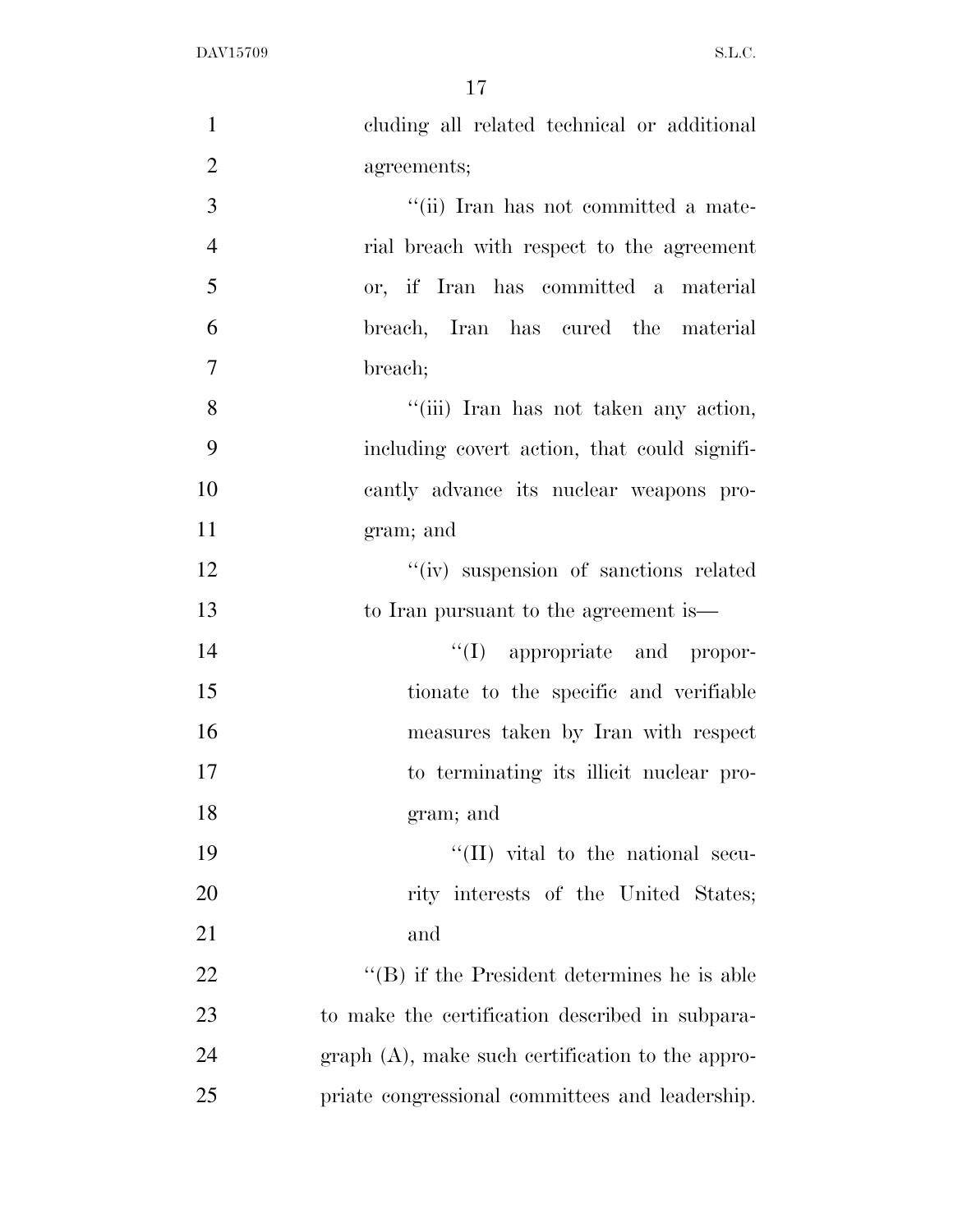cluding all related technical or additional agreements;

''(ii) Iran has not committed a material breach with respect to the agreement or, if Iran has committed a material breach, Iran has cured the material breach;

''(iii) Iran has not taken any action, including covert action, that could significantly advance its nuclear weapons program; and

''(iv) suspension of sanctions related to Iran pursuant to the agreement is—

''(I) appropriate and proportionate to the specific and verifiable measures taken by Iran with respect to terminating its illicit nuclear program; and

''(II) vital to the national security interests of the United States; and

''(B) if the President determines he is able to make the certification described in subparagraph (A), make such certification to the appropriate congressional committees and leadership.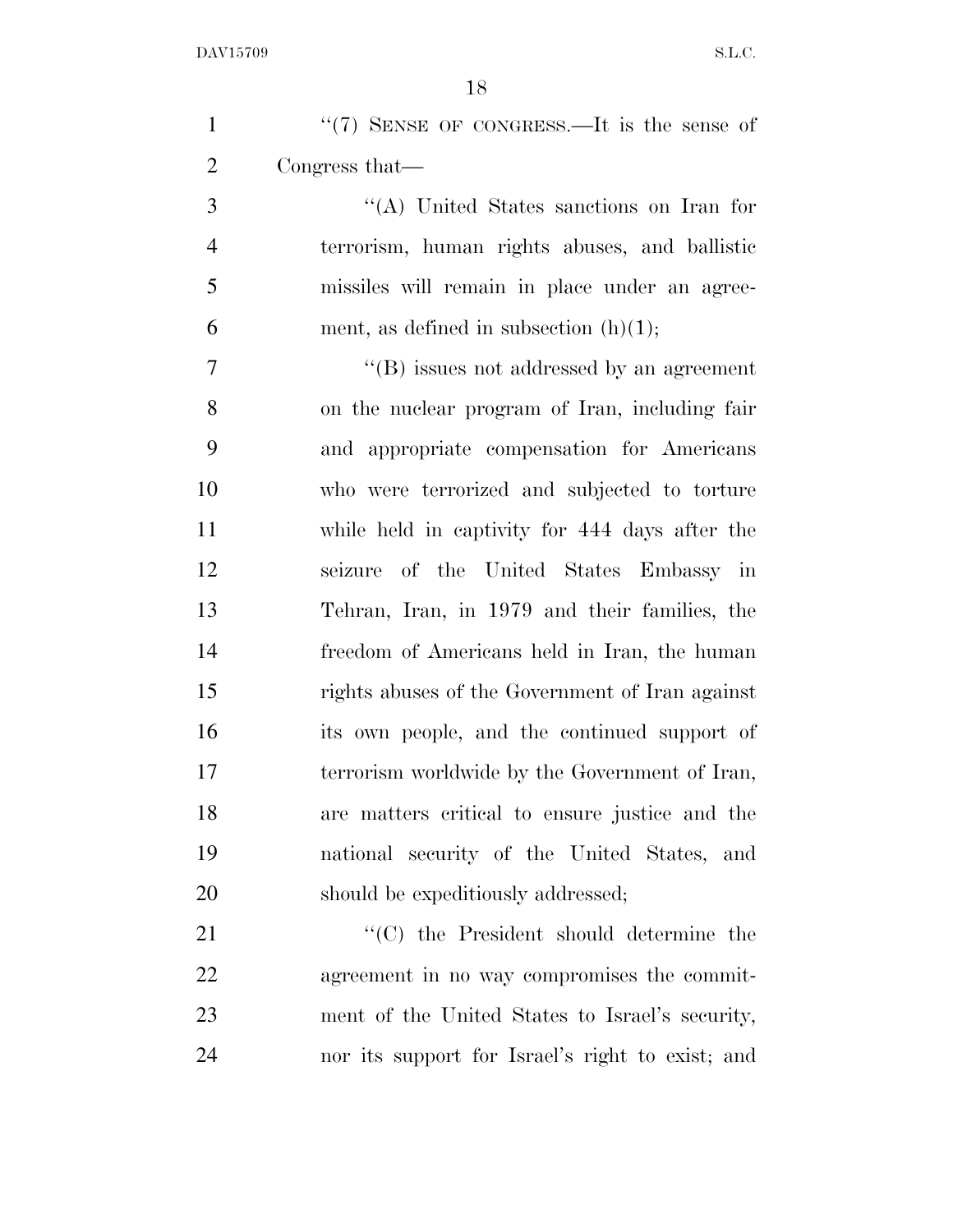"(7) SENSE OF CONGRESS.—It is the sense of Congress that—

"(A) United States sanctions on Iran for terrorism, human rights abuses, and ballistic missiles will remain in place under an agreement, as defined in subsection (h)(1);

"(B) issues not addressed by an agreement on the nuclear program of Iran, including fair and appropriate compensation for Americans who were terrorized and subjected to torture while held in captivity for 444 days after the seizure of the United States Embassy in Tehran, Iran, in 1979 and their families, the freedom of Americans held in Iran, the human rights abuses of the Government of Iran against its own people, and the continued support of terrorism worldwide by the Government of Iran, are matters critical to ensure justice and the national security of the United States, and should be expeditiously addressed;

"(C) the President should determine the agreement in no way compromises the commitment of the United States to Israel's security, nor its support for Israel's right to exist; and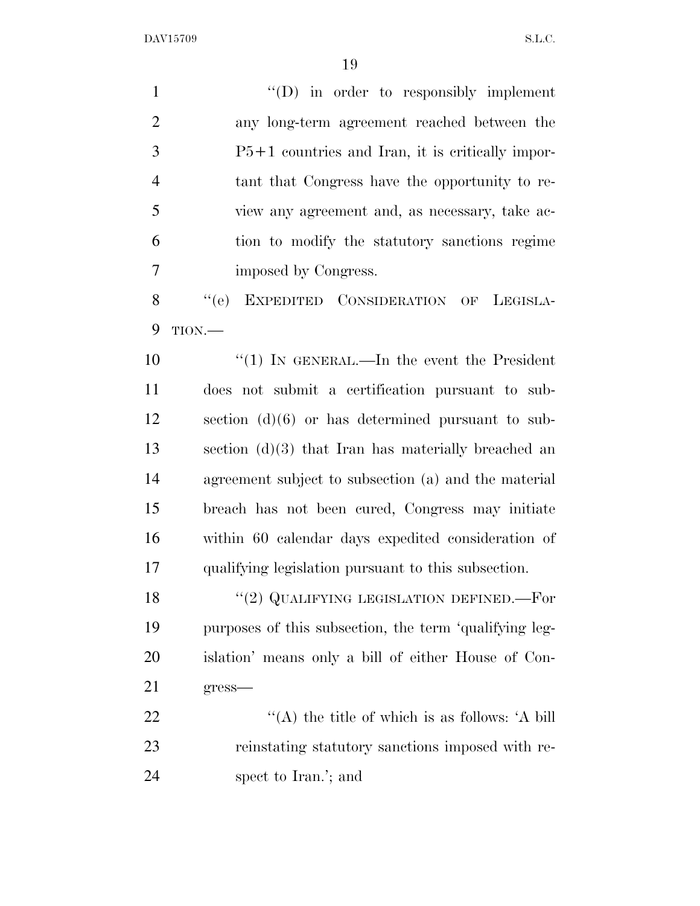''(D) in order to responsibly implement any long-term agreement reached between the P5+1 countries and Iran, it is critically important that Congress have the opportunity to review any agreement and, as necessary, take action to modify the statutory sanctions regime imposed by Congress.

''(e) EXPEDITED CONSIDERATION OF LEGISLATION.—

''(1) IN GENERAL.—In the event the President does not submit a certification pursuant to subsection (d)(6) or has determined pursuant to subsection (d)(3) that Iran has materially breached an agreement subject to subsection (a) and the material breach has not been cured, Congress may initiate within 60 calendar days expedited consideration of qualifying legislation pursuant to this subsection.

''(2) QUALIFYING LEGISLATION DEFINED.—For purposes of this subsection, the term 'qualifying legislation' means only a bill of either House of Congress—

''(A) the title of which is as follows: 'A bill reinstating statutory sanctions imposed with respect to Iran.'; and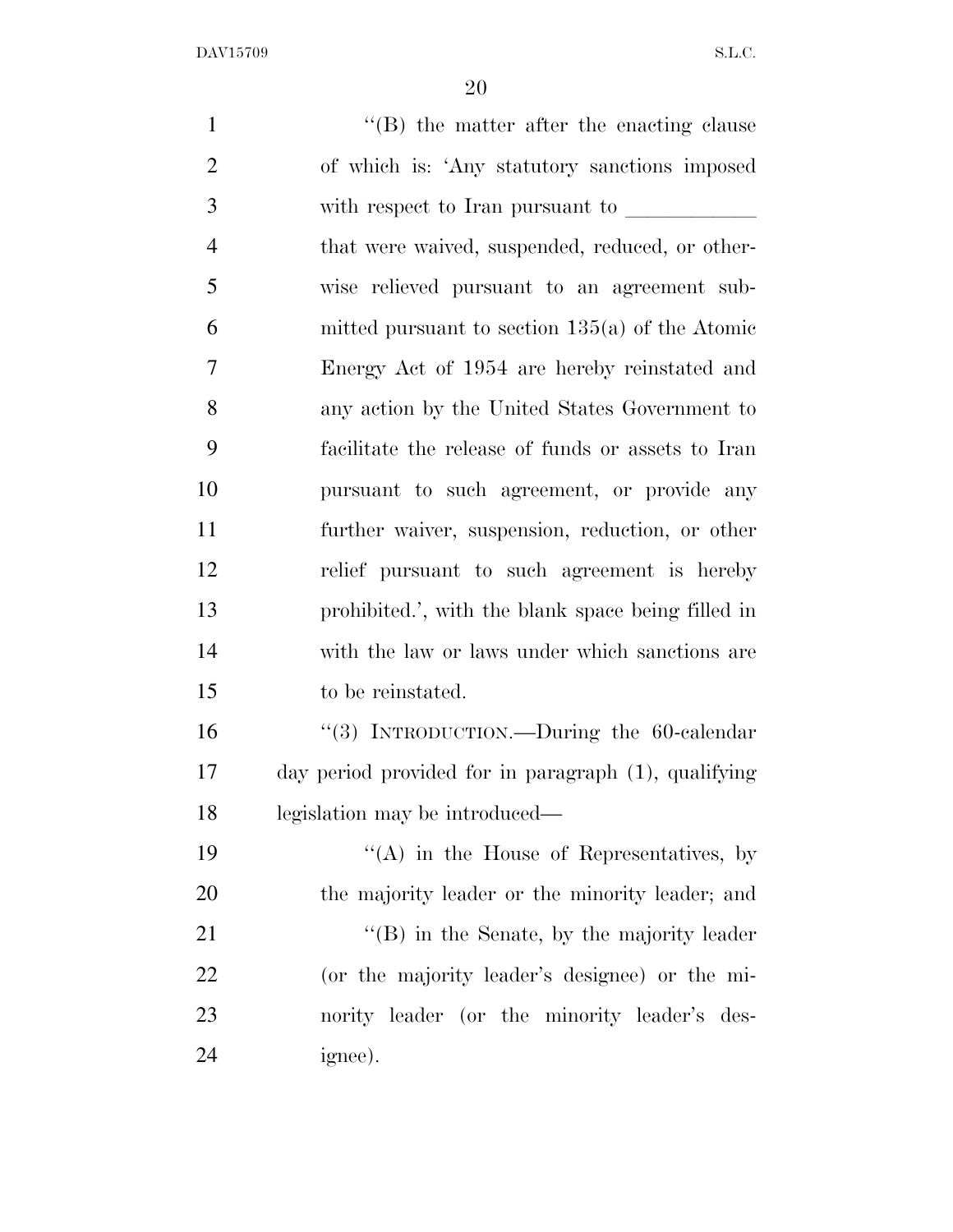''(B) the matter after the enacting clause of which is: 'Any statutory sanctions imposed with respect to Iran pursuant to \_\_\_\_\_\_\_\_\_\_\_ that were waived, suspended, reduced, or otherwise relieved pursuant to an agreement submitted pursuant to section 135(a) of the Atomic Energy Act of 1954 are hereby reinstated and any action by the United States Government to facilitate the release of funds or assets to Iran pursuant to such agreement, or provide any further waiver, suspension, reduction, or other relief pursuant to such agreement is hereby prohibited.', with the blank space being filled in with the law or laws under which sanctions are to be reinstated.

''(3) INTRODUCTION.—During the 60-calendar day period provided for in paragraph (1), qualifying legislation may be introduced—

''(A) in the House of Representatives, by the majority leader or the minority leader; and

''(B) in the Senate, by the majority leader (or the majority leader's designee) or the minority leader (or the minority leader's designee).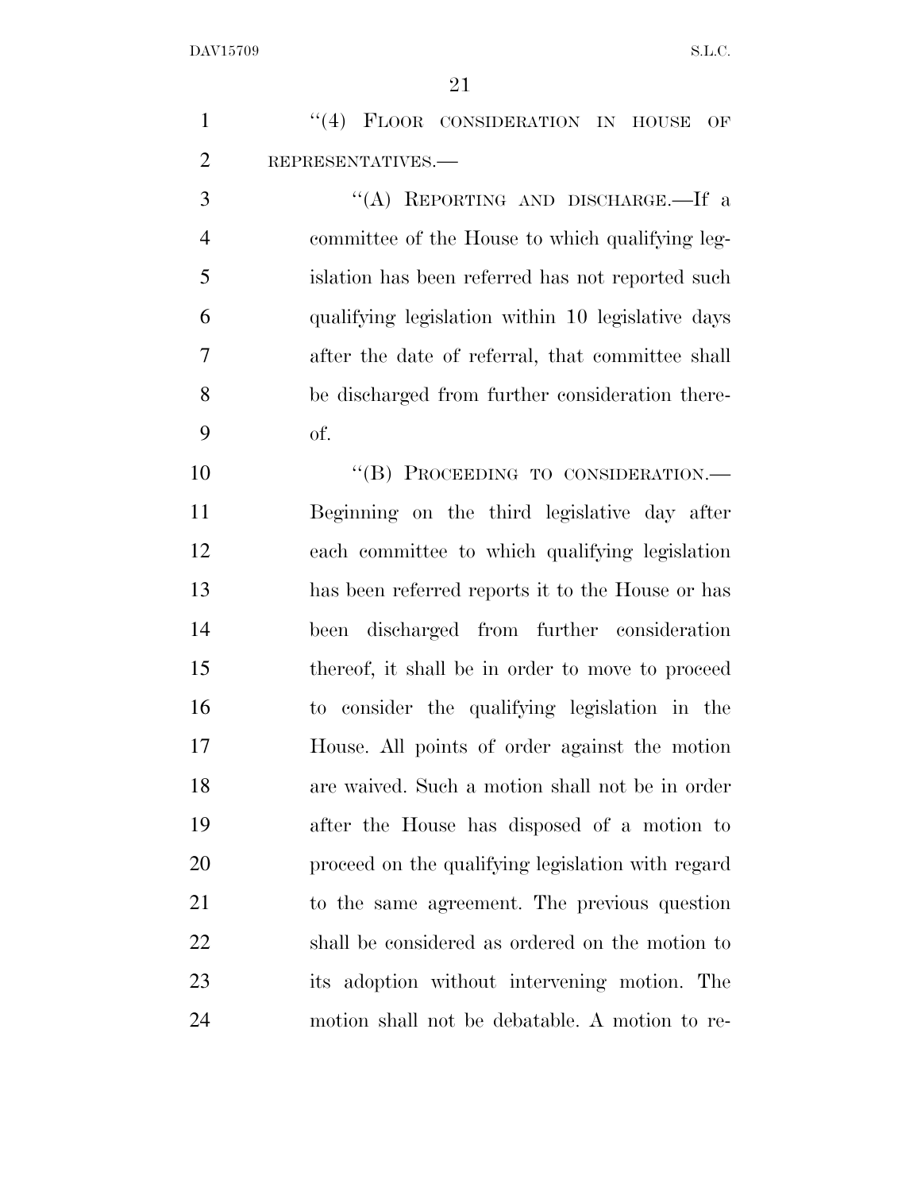"(4) FLOOR CONSIDERATION IN HOUSE OF REPRESENTATIVES.—

"(A) REPORTING AND DISCHARGE.—If a committee of the House to which qualifying legislation has been referred has not reported such qualifying legislation within 10 legislative days after the date of referral, that committee shall be discharged from further consideration thereof.

"(B) PROCEEDING TO CONSIDERATION.—Beginning on the third legislative day after each committee to which qualifying legislation has been referred reports it to the House or has been discharged from further consideration thereof, it shall be in order to move to proceed to consider the qualifying legislation in the House. All points of order against the motion are waived. Such a motion shall not be in order after the House has disposed of a motion to proceed on the qualifying legislation with regard to the same agreement. The previous question shall be considered as ordered on the motion to its adoption without intervening motion. The motion shall not be debatable. A motion to re-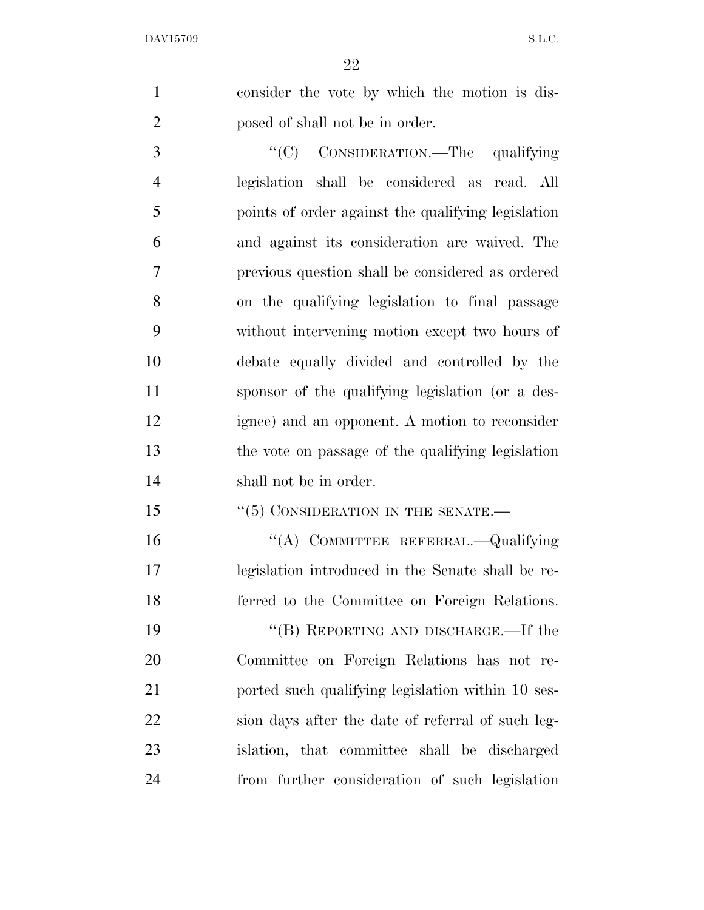consider the vote by which the motion is disposed of shall not be in order.

"(C) CONSIDERATION.—The qualifying legislation shall be considered as read. All points of order against the qualifying legislation and against its consideration are waived. The previous question shall be considered as ordered on the qualifying legislation to final passage without intervening motion except two hours of debate equally divided and controlled by the sponsor of the qualifying legislation (or a designee) and an opponent. A motion to reconsider the vote on passage of the qualifying legislation shall not be in order.

"(5) CONSIDERATION IN THE SENATE.—

"(A) COMMITTEE REFERRAL.—Qualifying legislation introduced in the Senate shall be referred to the Committee on Foreign Relations.

"(B) REPORTING AND DISCHARGE.—If the Committee on Foreign Relations has not reported such qualifying legislation within 10 session days after the date of referral of such legislation, that committee shall be discharged from further consideration of such legislation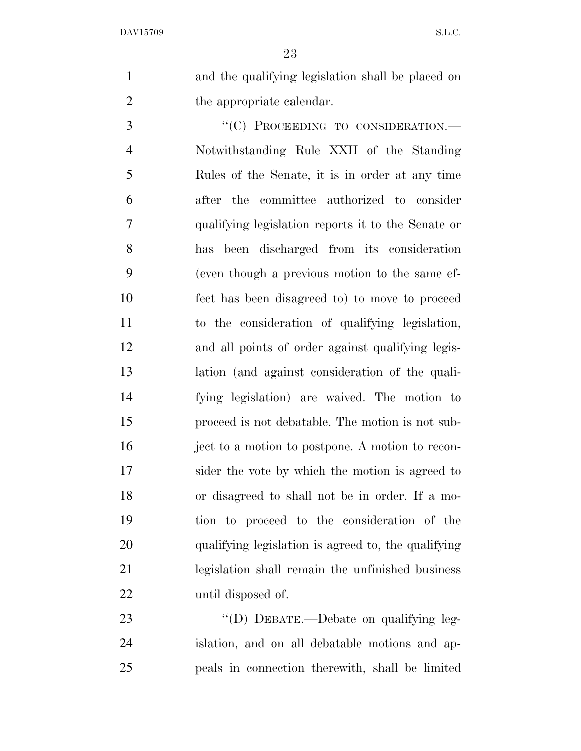and the qualifying legislation shall be placed on the appropriate calendar.

''(C) PROCEEDING TO CONSIDERATION.—Notwithstanding Rule XXII of the Standing Rules of the Senate, it is in order at any time after the committee authorized to consider qualifying legislation reports it to the Senate or has been discharged from its consideration (even though a previous motion to the same effect has been disagreed to) to move to proceed to the consideration of qualifying legislation, and all points of order against qualifying legislation (and against consideration of the qualifying legislation) are waived. The motion to proceed is not debatable. The motion is not subject to a motion to postpone. A motion to reconsider the vote by which the motion is agreed to or disagreed to shall not be in order. If a motion to proceed to the consideration of the qualifying legislation is agreed to, the qualifying legislation shall remain the unfinished business until disposed of.

''(D) DEBATE.—Debate on qualifying legislation, and on all debatable motions and appeals in connection therewith, shall be limited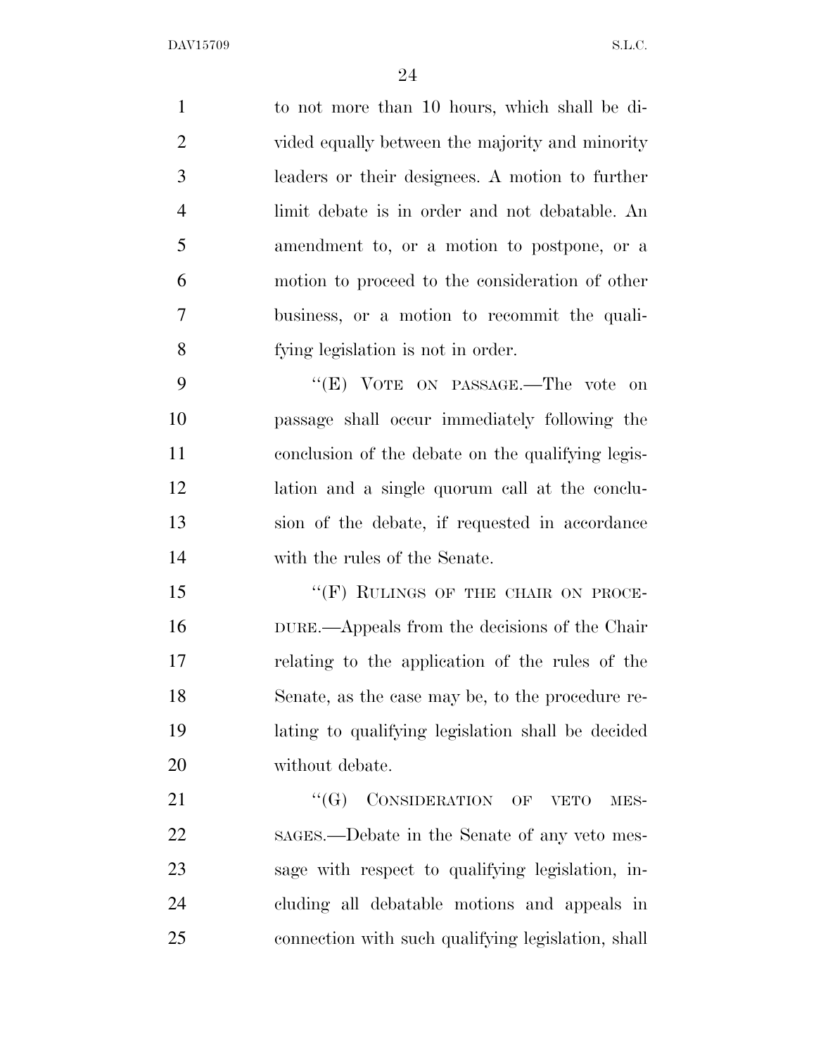to not more than 10 hours, which shall be divided equally between the majority and minority leaders or their designees. A motion to further limit debate is in order and not debatable. An amendment to, or a motion to postpone, or a motion to proceed to the consideration of other business, or a motion to recommit the qualifying legislation is not in order.

"(E) VOTE ON PASSAGE.—The vote on passage shall occur immediately following the conclusion of the debate on the qualifying legislation and a single quorum call at the conclusion of the debate, if requested in accordance with the rules of the Senate.

"(F) RULINGS OF THE CHAIR ON PROCEDURE.—Appeals from the decisions of the Chair relating to the application of the rules of the Senate, as the case may be, to the procedure relating to qualifying legislation shall be decided without debate.

"(G) CONSIDERATION OF VETO MESSAGES.—Debate in the Senate of any veto message with respect to qualifying legislation, including all debatable motions and appeals in connection with such qualifying legislation, shall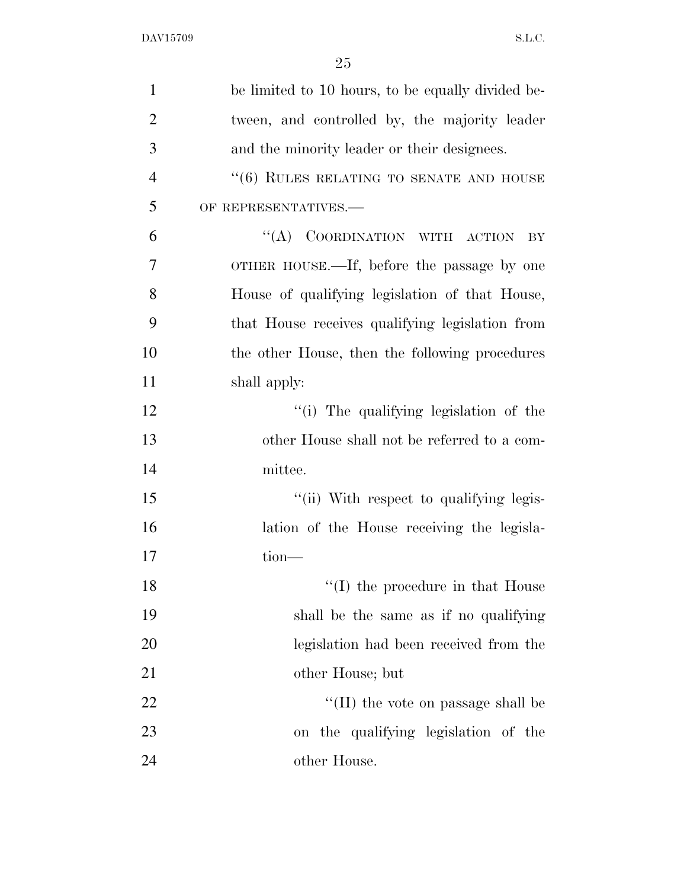be limited to 10 hours, to be equally divided between, and controlled by, the majority leader and the minority leader or their designees.

"(6) RULES RELATING TO SENATE AND HOUSE OF REPRESENTATIVES.—

"(A) COORDINATION WITH ACTION BY OTHER HOUSE.—If, before the passage by one House of qualifying legislation of that House, that House receives qualifying legislation from the other House, then the following procedures shall apply:

"(i) The qualifying legislation of the other House shall not be referred to a committee.

"(ii) With respect to qualifying legislation of the House receiving the legislation—

"(I) the procedure in that House shall be the same as if no qualifying legislation had been received from the other House; but

"(II) the vote on passage shall be on the qualifying legislation of the other House.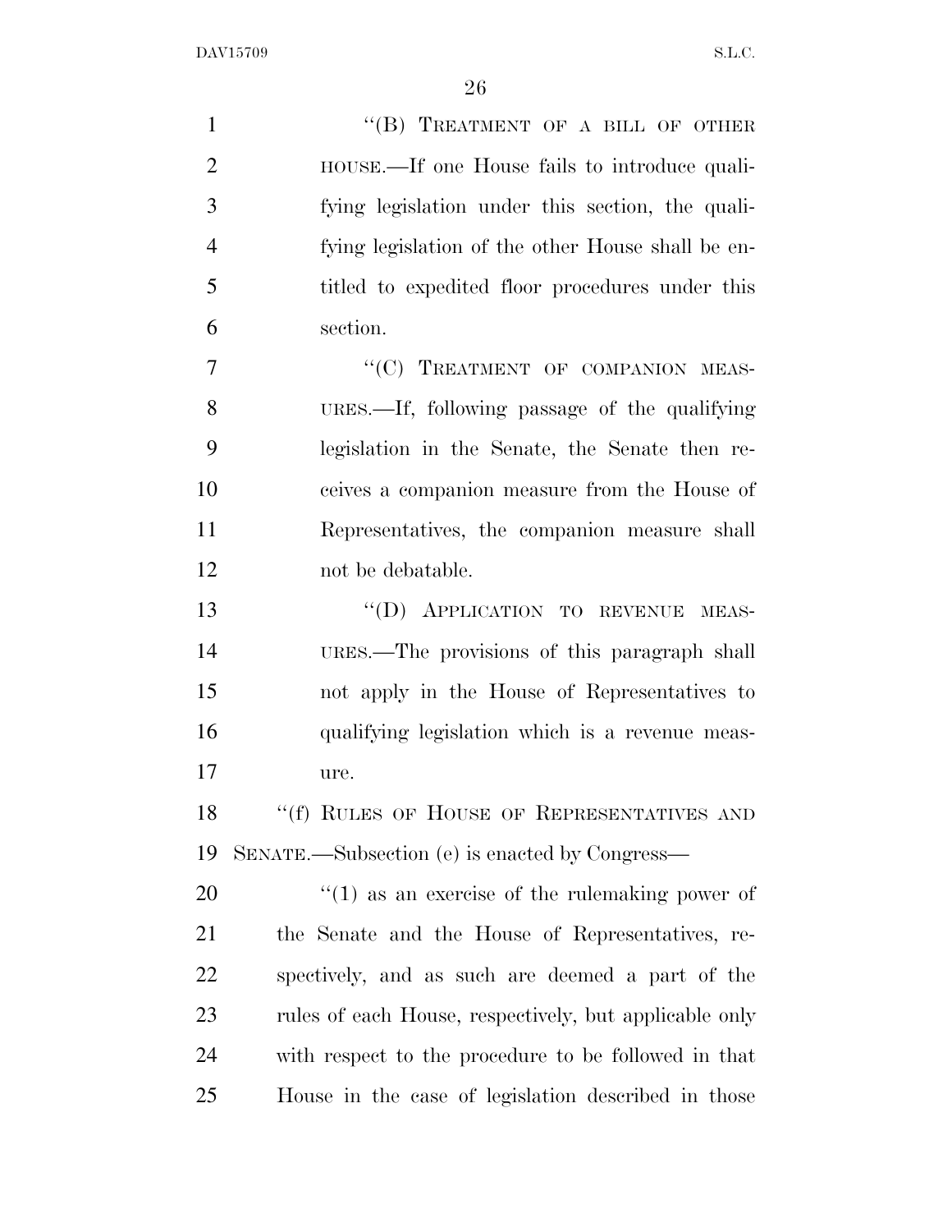"(B) TREATMENT OF A BILL OF OTHER HOUSE.—If one House fails to introduce qualifying legislation under this section, the qualifying legislation of the other House shall be entitled to expedited floor procedures under this section.

"(C) TREATMENT OF COMPANION MEASURES.—If, following passage of the qualifying legislation in the Senate, the Senate then receives a companion measure from the House of Representatives, the companion measure shall not be debatable.

"(D) APPLICATION TO REVENUE MEASURES.—The provisions of this paragraph shall not apply in the House of Representatives to qualifying legislation which is a revenue measure.

"(f) RULES OF HOUSE OF REPRESENTATIVES AND SENATE.—Subsection (e) is enacted by Congress—

"(1) as an exercise of the rulemaking power of the Senate and the House of Representatives, respectively, and as such are deemed a part of the rules of each House, respectively, but applicable only with respect to the procedure to be followed in that House in the case of legislation described in those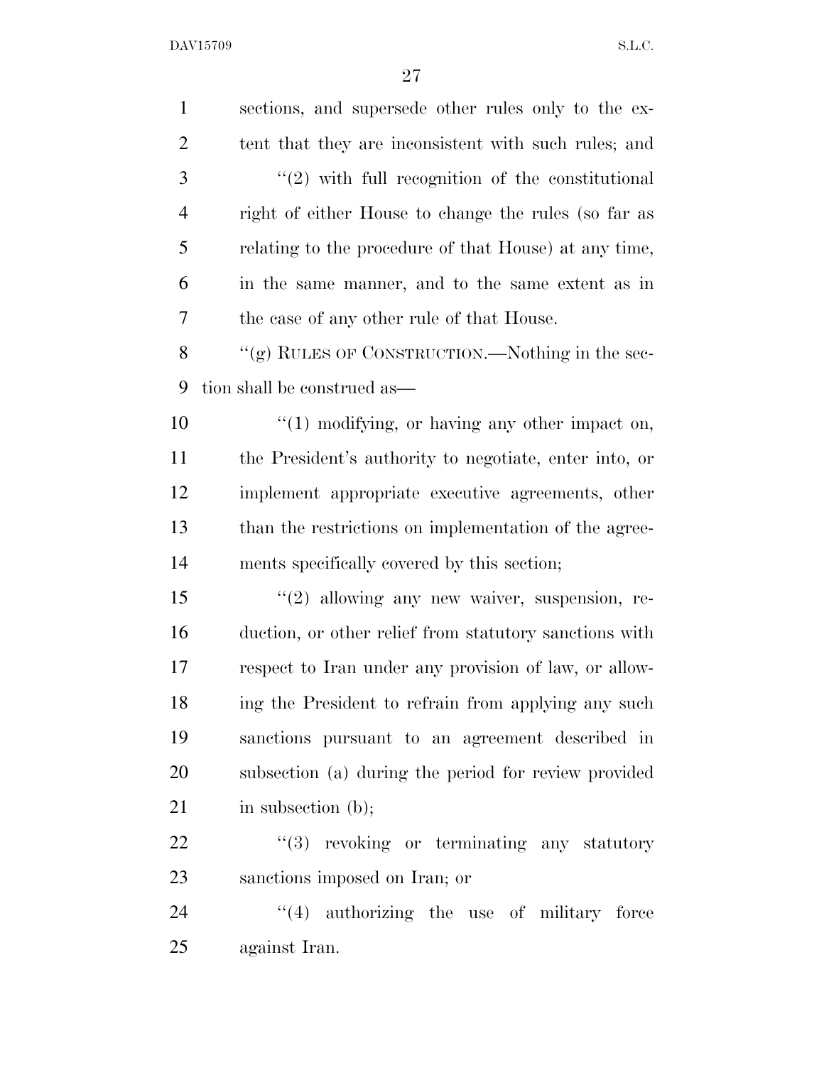sections, and supersede other rules only to the extent that they are inconsistent with such rules; and

"(2) with full recognition of the constitutional right of either House to change the rules (so far as relating to the procedure of that House) at any time, in the same manner, and to the same extent as in the case of any other rule of that House.

"(g) RULES OF CONSTRUCTION.—Nothing in the section shall be construed as—

"(1) modifying, or having any other impact on, the President's authority to negotiate, enter into, or implement appropriate executive agreements, other than the restrictions on implementation of the agreements specifically covered by this section;

"(2) allowing any new waiver, suspension, reduction, or other relief from statutory sanctions with respect to Iran under any provision of law, or allowing the President to refrain from applying any such sanctions pursuant to an agreement described in subsection (a) during the period for review provided in subsection (b);

"(3) revoking or terminating any statutory sanctions imposed on Iran; or

"(4) authorizing the use of military force against Iran.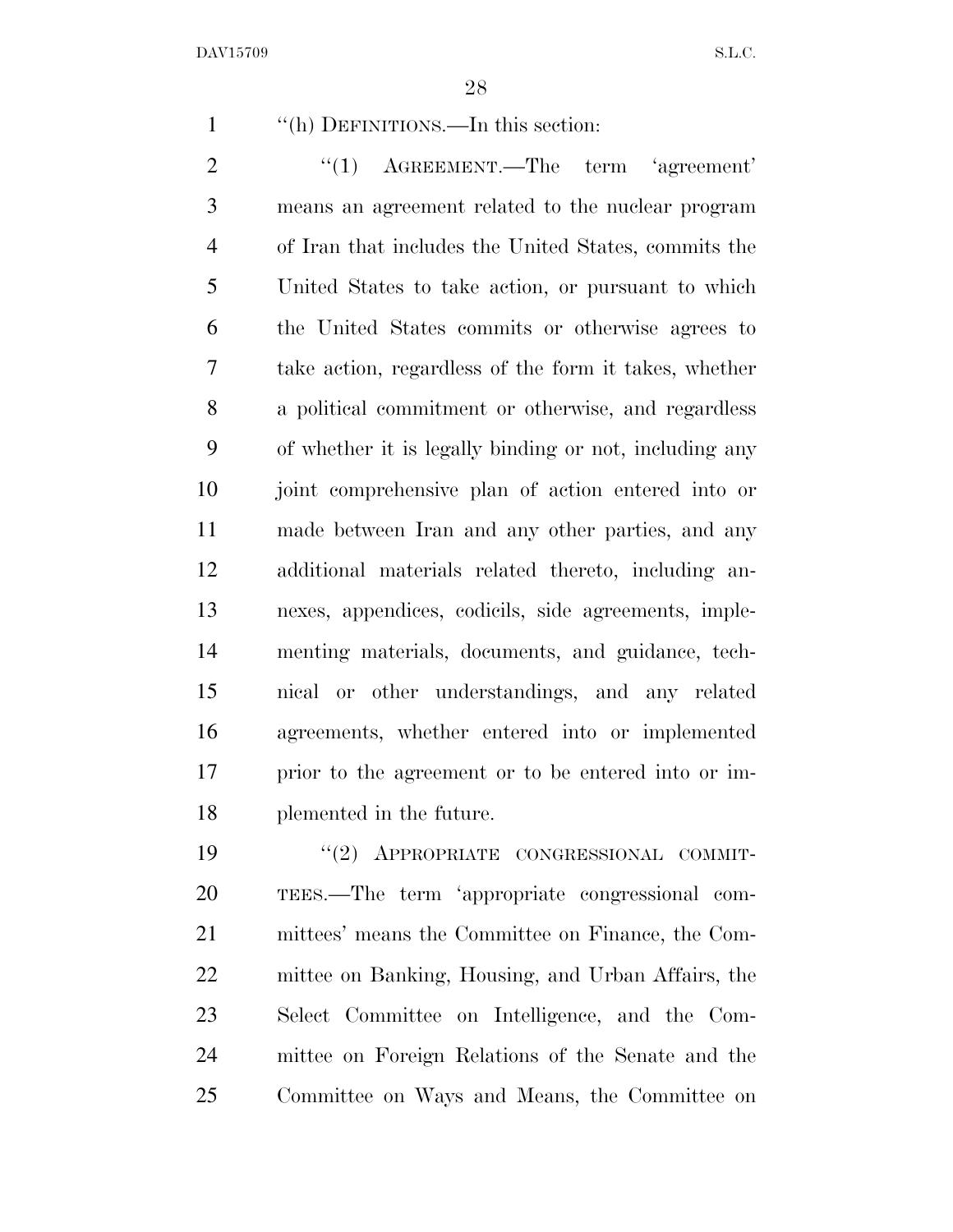''(h) DEFINITIONS.—In this section:

''(1) AGREEMENT.—The term 'agreement' means an agreement related to the nuclear program of Iran that includes the United States, commits the United States to take action, or pursuant to which the United States commits or otherwise agrees to take action, regardless of the form it takes, whether a political commitment or otherwise, and regardless of whether it is legally binding or not, including any joint comprehensive plan of action entered into or made between Iran and any other parties, and any additional materials related thereto, including annexes, appendices, codicils, side agreements, implementing materials, documents, and guidance, technical or other understandings, and any related agreements, whether entered into or implemented prior to the agreement or to be entered into or implemented in the future.

''(2) APPROPRIATE CONGRESSIONAL COMMITTEES.—The term 'appropriate congressional committees' means the Committee on Finance, the Committee on Banking, Housing, and Urban Affairs, the Select Committee on Intelligence, and the Committee on Foreign Relations of the Senate and the Committee on Ways and Means, the Committee on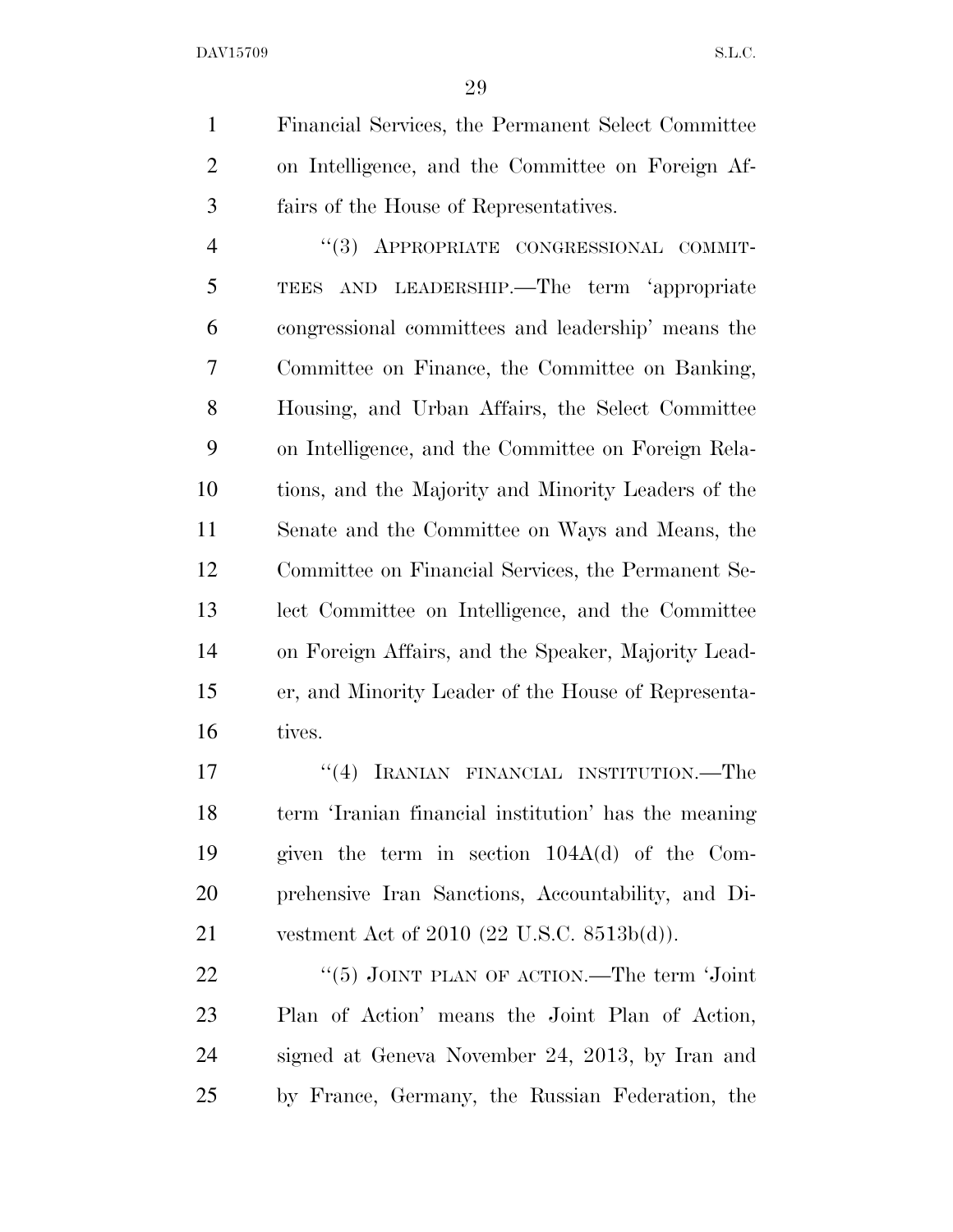Financial Services, the Permanent Select Committee on Intelligence, and the Committee on Foreign Affairs of the House of Representatives.

''(3) APPROPRIATE CONGRESSIONAL COMMITTEES AND LEADERSHIP.—The term 'appropriate congressional committees and leadership' means the Committee on Finance, the Committee on Banking, Housing, and Urban Affairs, the Select Committee on Intelligence, and the Committee on Foreign Relations, and the Majority and Minority Leaders of the Senate and the Committee on Ways and Means, the Committee on Financial Services, the Permanent Select Committee on Intelligence, and the Committee on Foreign Affairs, and the Speaker, Majority Leader, and Minority Leader of the House of Representatives.

''(4) IRANIAN FINANCIAL INSTITUTION.—The term 'Iranian financial institution' has the meaning given the term in section 104A(d) of the Comprehensive Iran Sanctions, Accountability, and Divestment Act of 2010 (22 U.S.C. 8513b(d)).

''(5) JOINT PLAN OF ACTION.—The term 'Joint Plan of Action' means the Joint Plan of Action, signed at Geneva November 24, 2013, by Iran and by France, Germany, the Russian Federation, the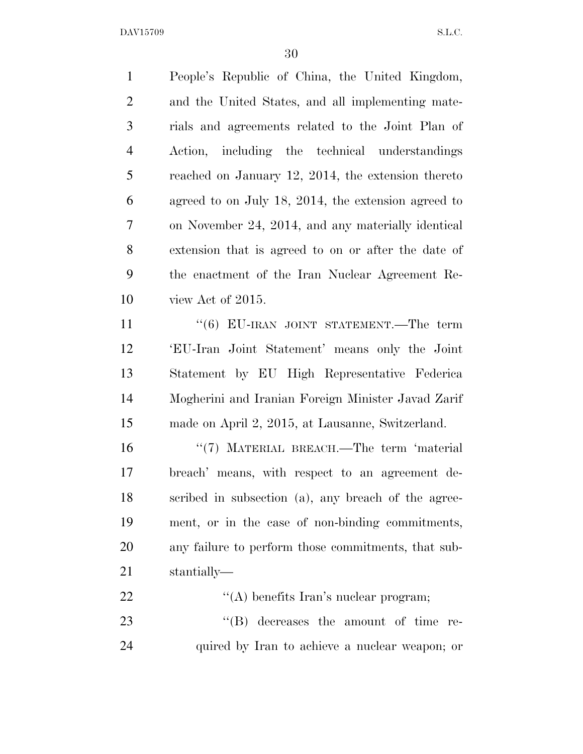People's Republic of China, the United Kingdom, and the United States, and all implementing materials and agreements related to the Joint Plan of Action, including the technical understandings reached on January 12, 2014, the extension thereto agreed to on July 18, 2014, the extension agreed to on November 24, 2014, and any materially identical extension that is agreed to on or after the date of the enactment of the Iran Nuclear Agreement Review Act of 2015.

"(6) EU-IRAN JOINT STATEMENT.—The term 'EU-Iran Joint Statement' means only the Joint Statement by EU High Representative Federica Mogherini and Iranian Foreign Minister Javad Zarif made on April 2, 2015, at Lausanne, Switzerland.

"(7) MATERIAL BREACH.—The term 'material breach' means, with respect to an agreement described in subsection (a), any breach of the agreement, or in the case of non-binding commitments, any failure to perform those commitments, that substantially—

"(A) benefits Iran's nuclear program;

"(B) decreases the amount of time required by Iran to achieve a nuclear weapon; or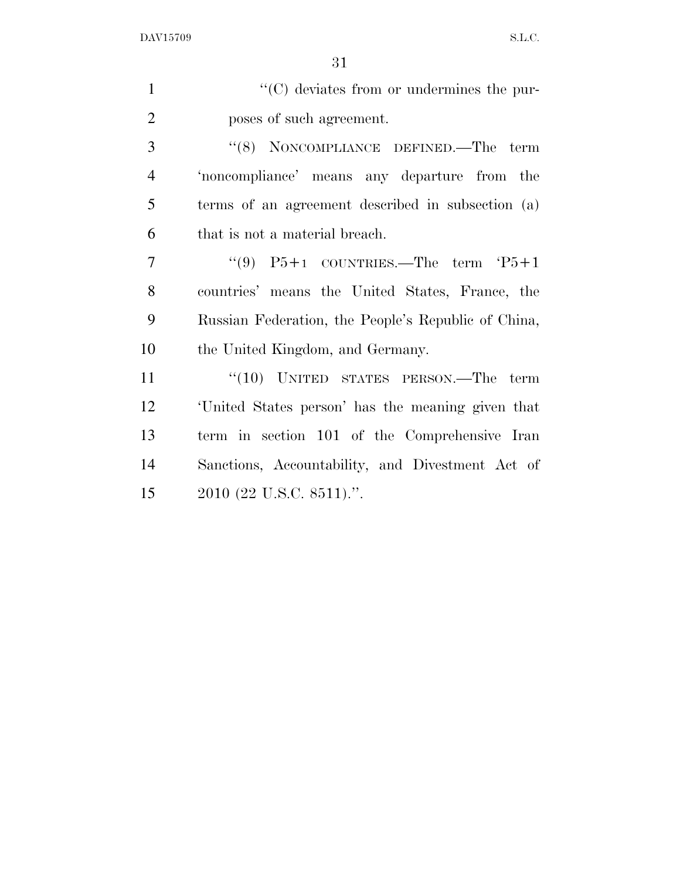"(C) deviates from or undermines the purposes of such agreement.

"(8) NONCOMPLIANCE DEFINED.—The term 'noncompliance' means any departure from the terms of an agreement described in subsection (a) that is not a material breach.

"(9) P5+1 COUNTRIES.—The term 'P5+1 countries' means the United States, France, the Russian Federation, the People's Republic of China, the United Kingdom, and Germany.

"(10) UNITED STATES PERSON.—The term 'United States person' has the meaning given that term in section 101 of the Comprehensive Iran Sanctions, Accountability, and Divestment Act of 2010 (22 U.S.C. 8511).".